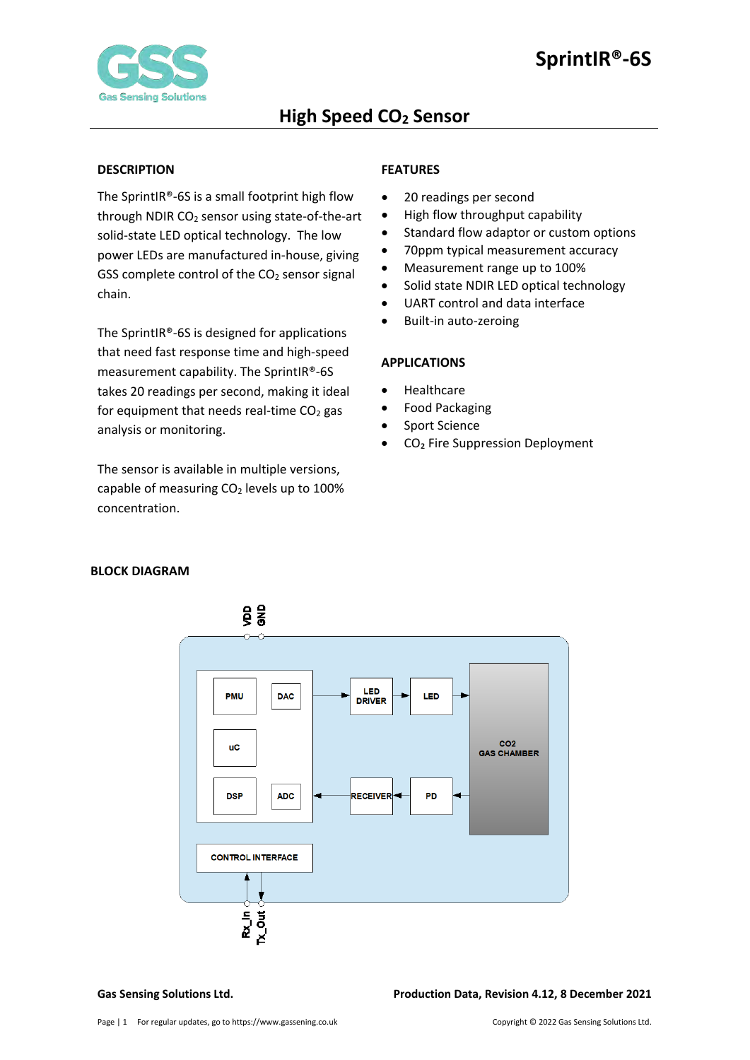# SprintIR®-6S

## High Speed $CO_2$ Sensor

### DESCRIPTION

The SprintIR®-6S is a small footprint high flow through NDIR $CO_2$ sensor using state-of-the-art solid-state LED optical technology. The low power LEDs are manufactured in-house, giving GSS complete control of the $CO_2$ sensor signal chain.

The SprintIR®-6S is designed for applications that need fast response time and high-speed measurement capability. The SprintIR®-6S takes 20 readings per second, making it ideal for equipment that needs real-time $CO_2$ gas analysis or monitoring.

The sensor is available in multiple versions, capable of measuring $CO_2$ levels up to 100% concentration.

### FEATURES

- 20 readings per second
- High flow throughput capability
- Standard flow adaptor or custom options
- 70ppm typical measurement accuracy
- Measurement range up to 100%
- Solid state NDIR LED optical technology
- UART control and data interface
- Built-in auto-zeroing

### APPLICATIONS

- Healthcare
- Food Packaging
- Sport Science
- $CO_2$ Fire Suppression Deployment

### BLOCK DIAGRAM

VDD GND

PMU DAC LED DRIVER LED

uC CO2 GAS CHAMBER

DSP ADC RECEIVER PD

CONTROL INTERFACE

Rx_In Tx_Out

**Gas Sensing Solutions Ltd.** **Production Data, Revision 4.12, 8 December 2021**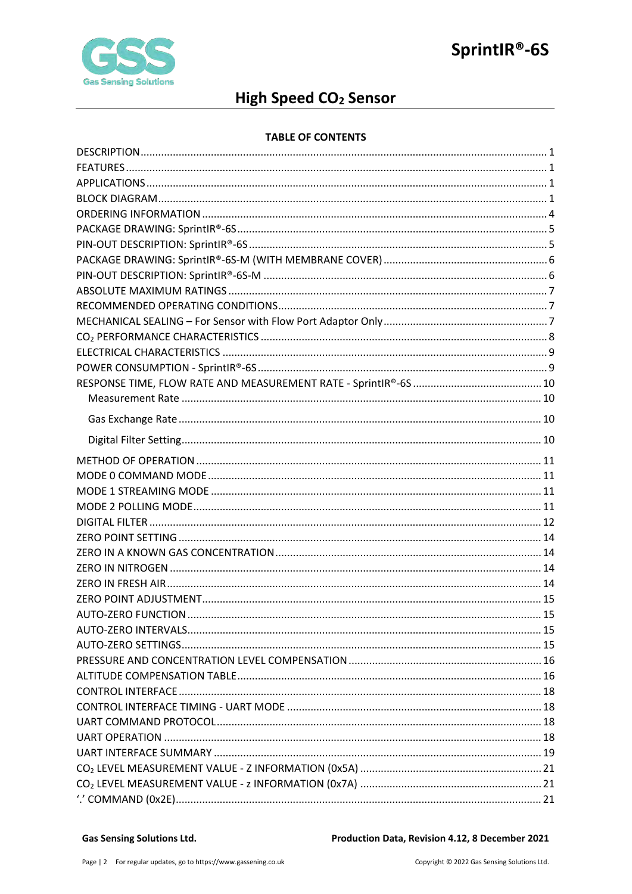# High Speed $CO_2$ Sensor

**TABLE OF CONTENTS**

DESCRIPTION ........ 1
FEATURES ........ 1
APPLICATIONS ........ 1
BLOCK DIAGRAM ........ 1
ORDERING INFORMATION ........ 4
PACKAGE DRAWING: SprintIR®-6S ........ 5
PIN-OUT DESCRIPTION: SprintIR®-6S ........ 5
PACKAGE DRAWING: SprintIR®-6S-M (WITH MEMBRANE COVER) ........ 6
PIN-OUT DESCRIPTION: SprintIR®-6S-M ........ 6
ABSOLUTE MAXIMUM RATINGS ........ 7
RECOMMENDED OPERATING CONDITIONS ........ 7
MECHANICAL SEALING – For Sensor with Flow Port Adaptor Only ........ 7
$CO_2$ PERFORMANCE CHARACTERISTICS ........ 8
ELECTRICAL CHARACTERISTICS ........ 9
POWER CONSUMPTION - SprintIR®-6S ........ 9
RESPONSE TIME, FLOW RATE AND MEASUREMENT RATE - SprintIR®-6S ........ 10
- Measurement Rate ........ 10
- Gas Exchange Rate ........ 10
- Digital Filter Setting ........ 10

METHOD OF OPERATION ........ 11
MODE 0 COMMAND MODE ........ 11
MODE 1 STREAMING MODE ........ 11
MODE 2 POLLING MODE ........ 11
DIGITAL FILTER ........ 12
ZERO POINT SETTING ........ 14
ZERO IN A KNOWN GAS CONCENTRATION ........ 14
ZERO IN NITROGEN ........ 14
ZERO IN FRESH AIR ........ 14
ZERO POINT ADJUSTMENT ........ 15
AUTO-ZERO FUNCTION ........ 15
AUTO-ZERO INTERVALS ........ 15
AUTO-ZERO SETTINGS ........ 15
PRESSURE AND CONCENTRATION LEVEL COMPENSATION ........ 16
ALTITUDE COMPENSATION TABLE ........ 16
CONTROL INTERFACE ........ 18
CONTROL INTERFACE TIMING - UART MODE ........ 18
UART COMMAND PROTOCOL ........ 18
UART OPERATION ........ 18
UART INTERFACE SUMMARY ........ 19
$CO_2$ LEVEL MEASUREMENT VALUE - Z INFORMATION (0x5A) ........ 21
$CO_2$ LEVEL MEASUREMENT VALUE - z INFORMATION (0x7A) ........ 21
'.' COMMAND (0x2E) ........ 21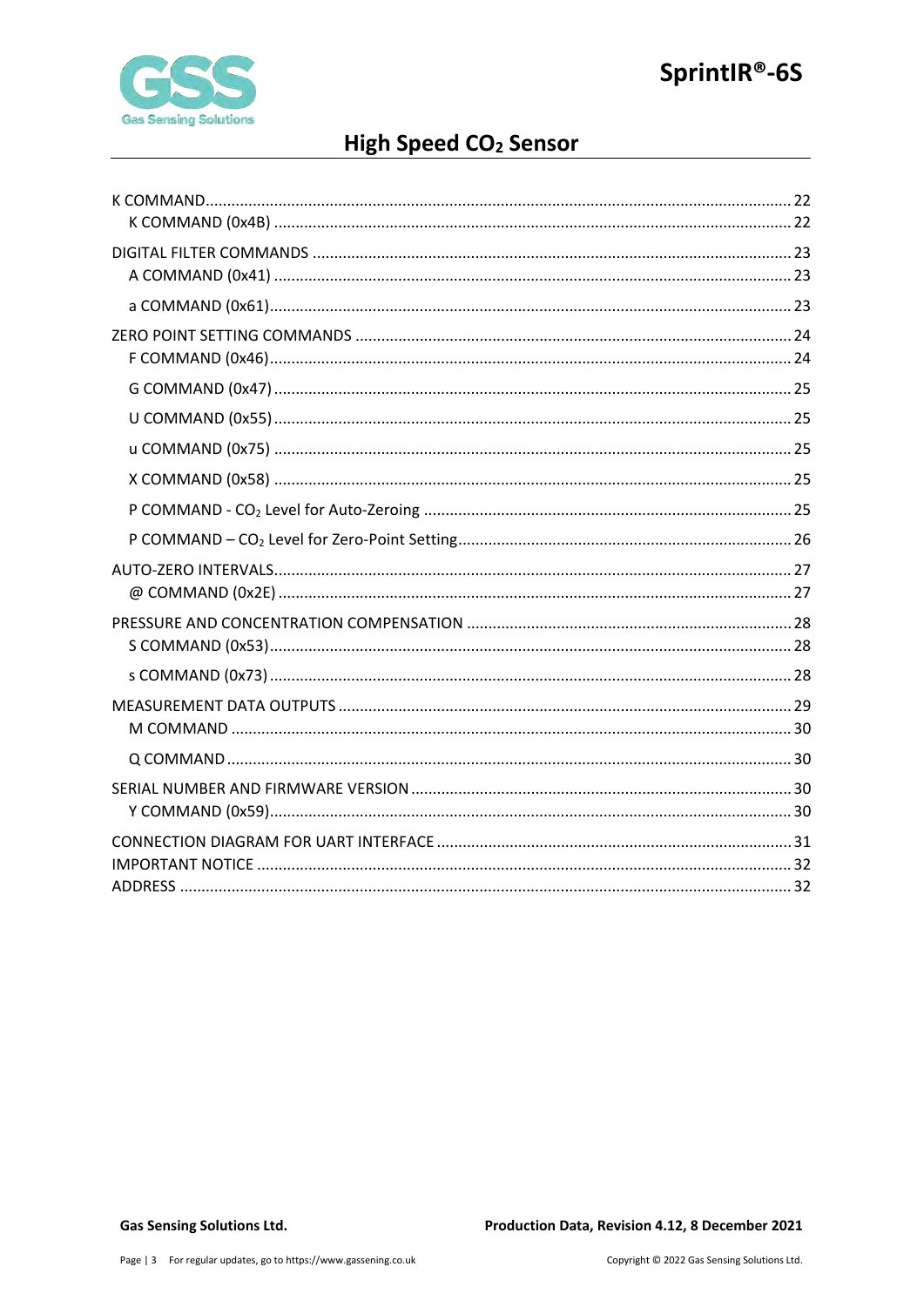K COMMAND ........ 22

- K COMMAND (0x4B) ........ 22

DIGITAL FILTER COMMANDS ........ 23

- A COMMAND (0x41) ........ 23
- a COMMAND (0x61) ........ 23

ZERO POINT SETTING COMMANDS ........ 24

- F COMMAND (0x46) ........ 24
- G COMMAND (0x47) ........ 25
- U COMMAND (0x55) ........ 25
- u COMMAND (0x75) ........ 25
- X COMMAND (0x58) ........ 25
- P COMMAND - $CO_2$ Level for Auto-Zeroing ........ 25
- P COMMAND – $CO_2$ Level for Zero-Point Setting ........ 26

AUTO-ZERO INTERVALS ........ 27

- @ COMMAND (0x2E) ........ 27

PRESSURE AND CONCENTRATION COMPENSATION ........ 28

- S COMMAND (0x53) ........ 28
- s COMMAND (0x73) ........ 28

MEASUREMENT DATA OUTPUTS ........ 29

- M COMMAND ........ 30
- Q COMMAND ........ 30

SERIAL NUMBER AND FIRMWARE VERSION ........ 30

- Y COMMAND (0x59) ........ 30

CONNECTION DIAGRAM FOR UART INTERFACE ........ 31

IMPORTANT NOTICE ........ 32

ADDRESS ........ 32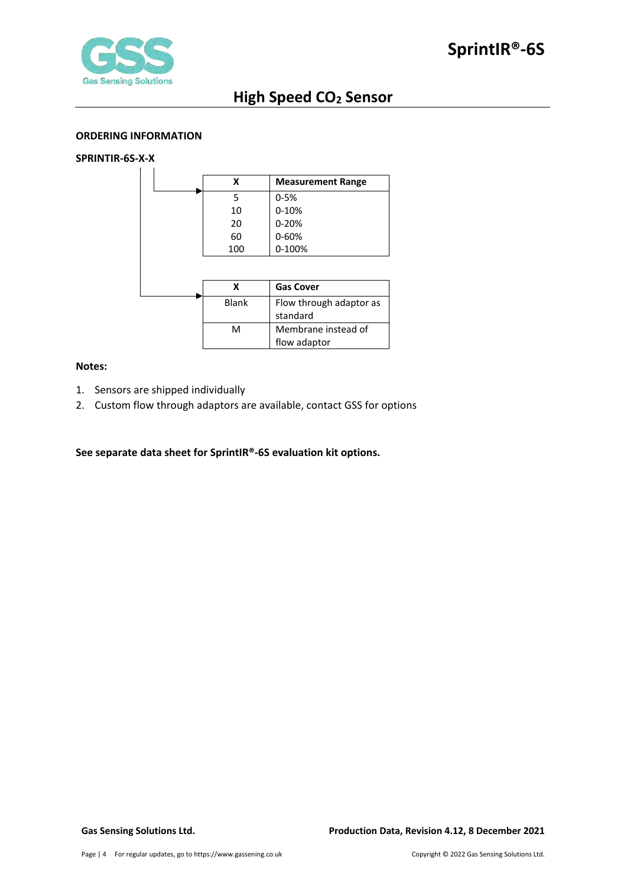## ORDERING INFORMATION

**SPRINTIR-6S-X-X**

| X | Measurement Range |
| --- | --- |
| 5 | 0-5% |
| 10 | 0-10% |
| 20 | 0-20% |
| 60 | 0-60% |
| 100 | 0-100% |

| X | Gas Cover |
| --- | --- |
| Blank | Flow through adaptor as standard |
| M | Membrane instead of flow adaptor |

**Notes:**

1. Sensors are shipped individually
2. Custom flow through adaptors are available, contact GSS for options

**See separate data sheet for SprintIR®-6S evaluation kit options.**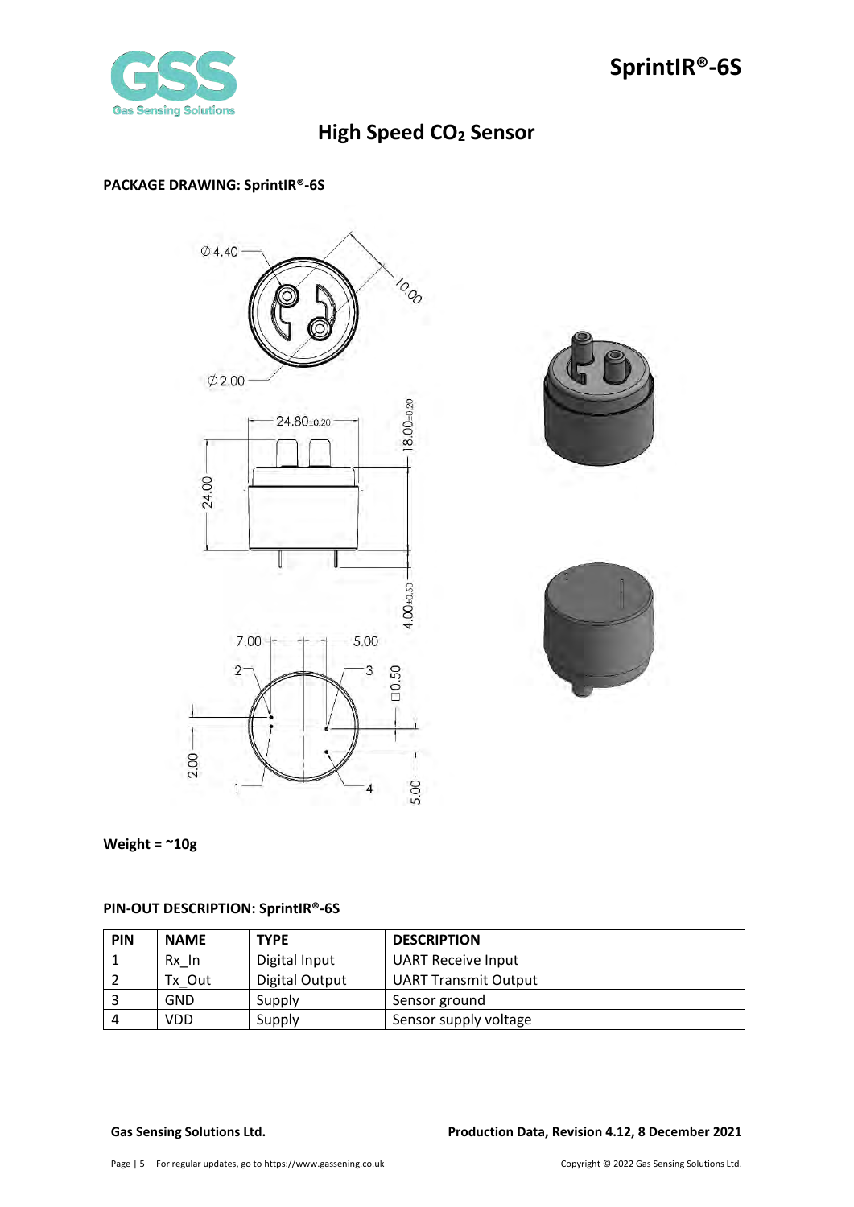## PACKAGE DRAWING: SprintIR®-6S

**Weight = ~10g**

## PIN-OUT DESCRIPTION: SprintIR®-6S

| PIN | NAME | TYPE | DESCRIPTION |
|---|---|---|---|
| 1 | Rx_In | Digital Input | UART Receive Input |
| 2 | Tx_Out | Digital Output | UART Transmit Output |
| 3 | GND | Supply | Sensor ground |
| 4 | VDD | Supply | Sensor supply voltage |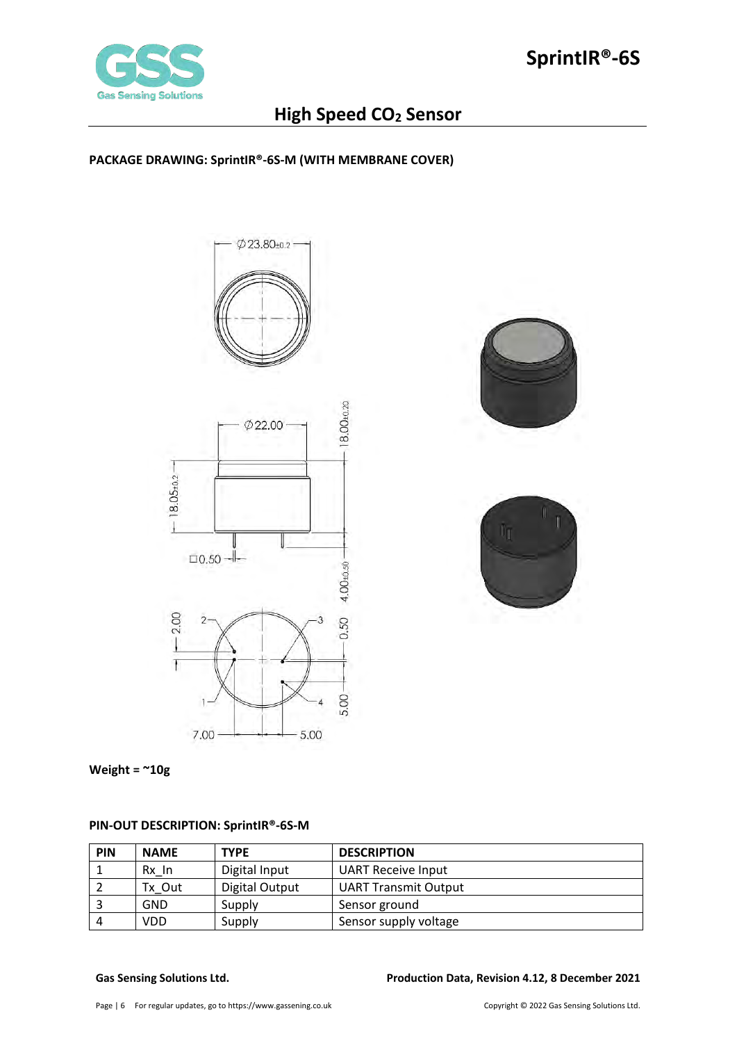## PACKAGE DRAWING: SprintIR®-6S-M (WITH MEMBRANE COVER)

**Weight = ~10g**

## PIN-OUT DESCRIPTION: SprintIR®-6S-M

| PIN | NAME | TYPE | DESCRIPTION |
|---|---|---|---|
| 1 | Rx_In | Digital Input | UART Receive Input |
| 2 | Tx_Out | Digital Output | UART Transmit Output |
| 3 | GND | Supply | Sensor ground |
| 4 | VDD | Supply | Sensor supply voltage |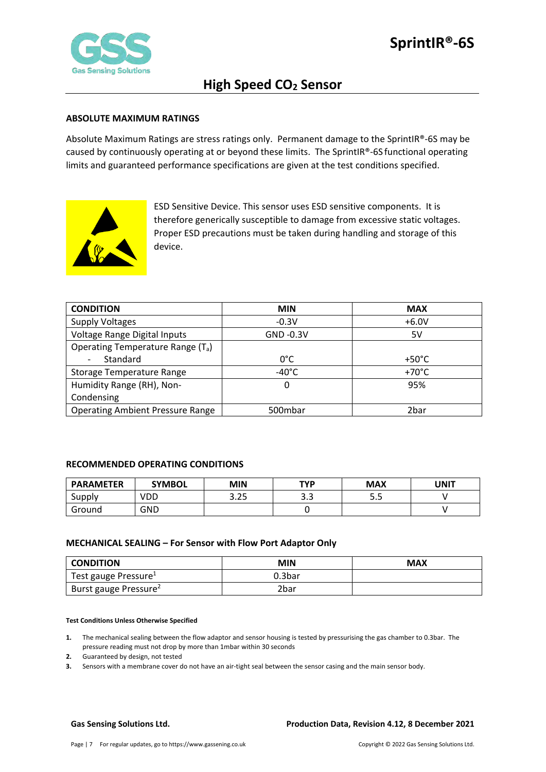## ABSOLUTE MAXIMUM RATINGS

Absolute Maximum Ratings are stress ratings only. Permanent damage to the SprintIR®-6S may be caused by continuously operating at or beyond these limits. The SprintIR®-6S functional operating limits and guaranteed performance specifications are given at the test conditions specified.

ESD Sensitive Device. This sensor uses ESD sensitive components. It is therefore generically susceptible to damage from excessive static voltages. Proper ESD precautions must be taken during handling and storage of this device.

| CONDITION | MIN | MAX |
|---|---|---|
| Supply Voltages | -0.3V | +6.0V |
| Voltage Range Digital Inputs | GND -0.3V | 5V |
| Operating Temperature Range ($T_a$)<br>- Standard | 0°C | +50°C |
| Storage Temperature Range | -40°C | +70°C |
| Humidity Range (RH), Non-Condensing | 0 | 95% |
| Operating Ambient Pressure Range | 500mbar | 2bar |

## RECOMMENDED OPERATING CONDITIONS

| PARAMETER | SYMBOL | MIN | TYP | MAX | UNIT |
|---|---|---|---|---|---|
| Supply | VDD | 3.25 | 3.3 | 5.5 | V |
| Ground | GND | | 0 | | V |

## MECHANICAL SEALING – For Sensor with Flow Port Adaptor Only

| CONDITION | MIN | MAX |
|---|---|---|
| Test gauge Pressure[1] | 0.3bar | |
| Burst gauge Pressure[2] | 2bar | |

**Test Conditions Unless Otherwise Specified**

1. The mechanical sealing between the flow adaptor and sensor housing is tested by pressurising the gas chamber to 0.3bar. The pressure reading must not drop by more than 1mbar within 30 seconds
2. Guaranteed by design, not tested
3. Sensors with a membrane cover do not have an air-tight seal between the sensor casing and the main sensor body.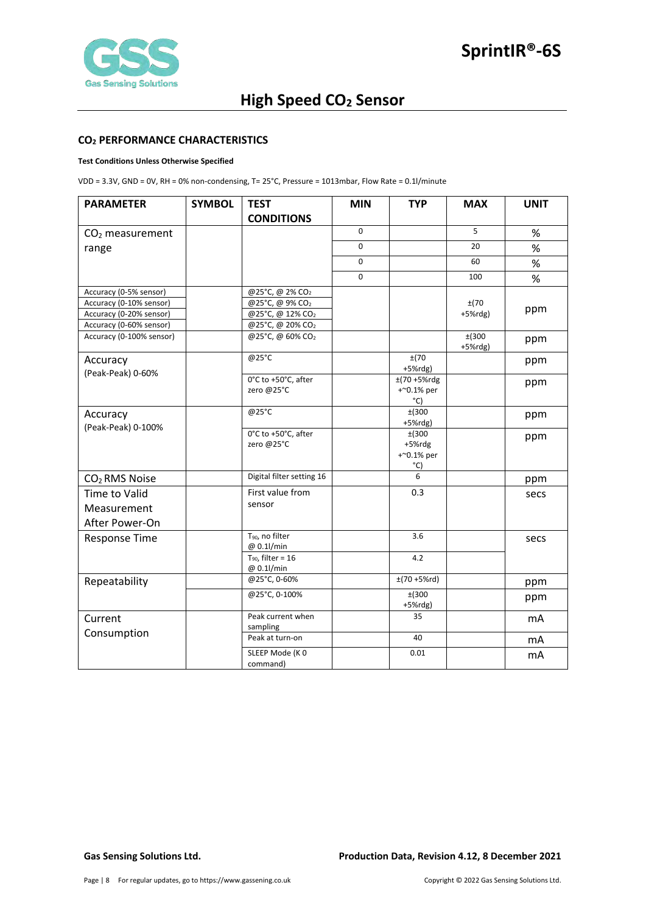## $CO_2$ PERFORMANCE CHARACTERISTICS

**Test Conditions Unless Otherwise Specified**

VDD = 3.3V, GND = 0V, RH = 0% non-condensing, T= 25°C, Pressure = 1013mbar, Flow Rate = 0.1l/minute

| PARAMETER | SYMBOL | TEST CONDITIONS | MIN | TYP | MAX | UNIT |
|---|---|---|---|---|---|---|
| $CO_2$ measurement range | | | 0 | | 5 | % |
| | | | 0 | | 20 | % |
| | | | 0 | | 60 | % |
| | | | 0 | | 100 | % |
| Accuracy (0-5% sensor)<br>Accuracy (0-10% sensor)<br>Accuracy (0-20% sensor)<br>Accuracy (0-60% sensor) | | @25°C, @ 2% $CO_2$<br>@25°C, @ 9% $CO_2$<br>@25°C, @ 12% $CO_2$<br>@25°C, @ 20% $CO_2$ | | | ±(70 +5%rdg) | ppm |
| Accuracy (0-100% sensor) | | @25°C, @ 60% $CO_2$ | | | ±(300 +5%rdg) | ppm |
| Accuracy (Peak-Peak) 0-60% | | @25°C | | ±(70 +5%rdg) | | ppm |
| | | 0°C to +50°C, after zero @25°C | | ±(70 +5%rdg +~0.1% per °C) | | ppm |
| Accuracy (Peak-Peak) 0-100% | | @25°C | | ±(300 +5%rdg) | | ppm |
| | | 0°C to +50°C, after zero @25°C | | ±(300 +5%rdg +~0.1% per °C) | | ppm |
| $CO_2$ RMS Noise | | Digital filter setting 16 | | 6 | | ppm |
| Time to Valid Measurement After Power-On | | First value from sensor | | 0.3 | | secs |
| Response Time | | $T_{90}$, no filter @ 0.1l/min | | 3.6 | | secs |
| | | $T_{90}$, filter = 16 @ 0.1l/min | | 4.2 | | |
| Repeatability | | @25°C, 0-60% | | ±(70 +5%rd) | | ppm |
| | | @25°C, 0-100% | | ±(300 +5%rdg) | | ppm |
| Current Consumption | | Peak current when sampling | | 35 | | mA |
| | | Peak at turn-on | | 40 | | mA |
| | | SLEEP Mode (K 0 command) | | 0.01 | | mA |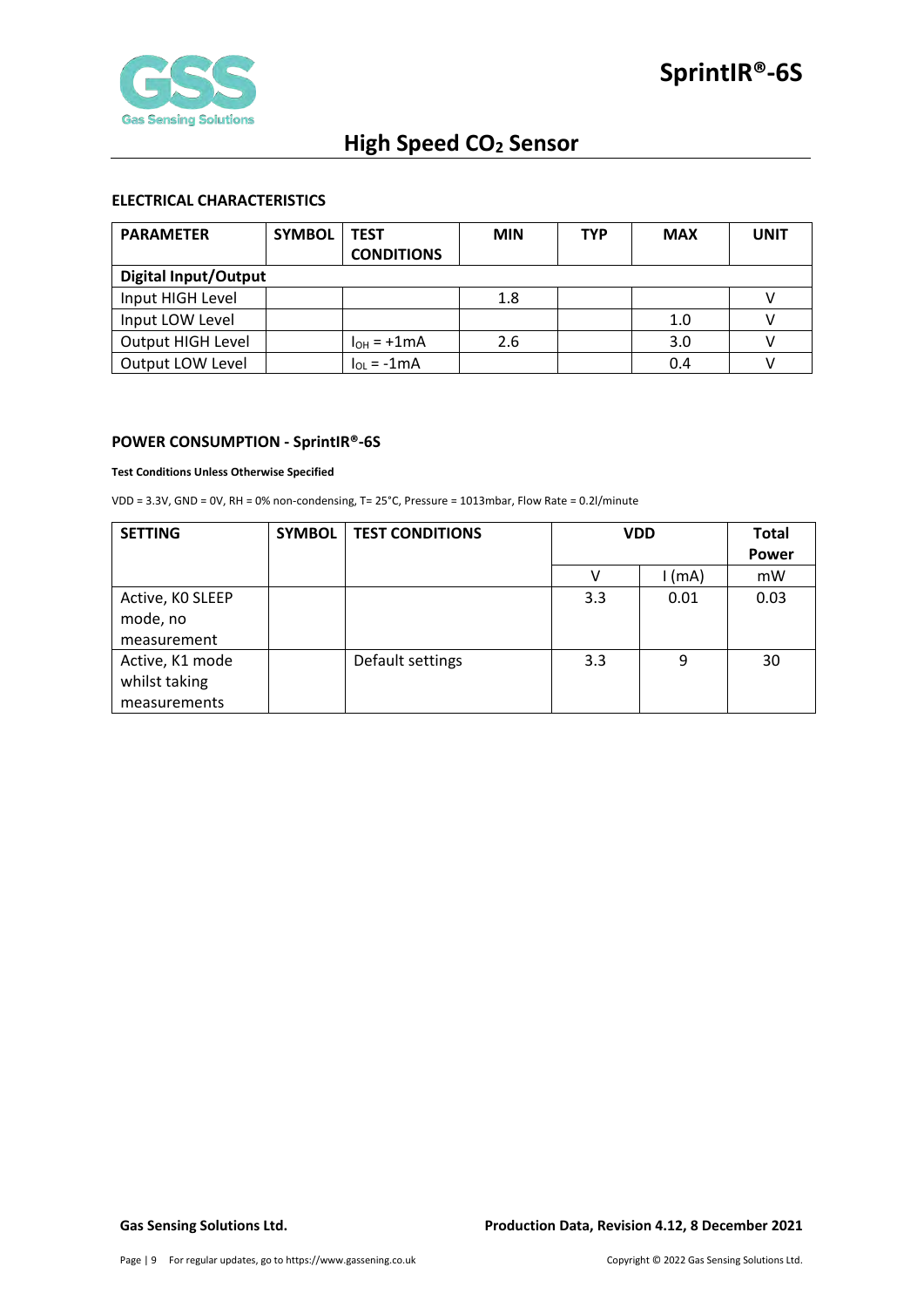## ELECTRICAL CHARACTERISTICS

| PARAMETER | SYMBOL | TEST CONDITIONS | MIN | TYP | MAX | UNIT |
|---|---|---|---|---|---|---|
| **Digital Input/Output** | | | | | | |
| Input HIGH Level | | | 1.8 | | | V |
| Input LOW Level | | | | | 1.0 | V |
| Output HIGH Level | | $I_{OH}$ = +1mA | 2.6 | | 3.0 | V |
| Output LOW Level | | $I_{OL}$ = -1mA | | | 0.4 | V |

## POWER CONSUMPTION - SprintIR®-6S

**Test Conditions Unless Otherwise Specified**

VDD = 3.3V, GND = 0V, RH = 0% non-condensing, T= 25°C, Pressure = 1013mbar, Flow Rate = 0.2l/minute

| SETTING | SYMBOL | TEST CONDITIONS | VDD | | Total Power |
|---|---|---|---|---|---|
| | | | V | I (mA) | mW |
| Active, K0 SLEEP mode, no measurement | | | 3.3 | 0.01 | 0.03 |
| Active, K1 mode whilst taking measurements | | Default settings | 3.3 | 9 | 30 |

**Gas Sensing Solutions Ltd.** **Production Data, Revision 4.12, 8 December 2021**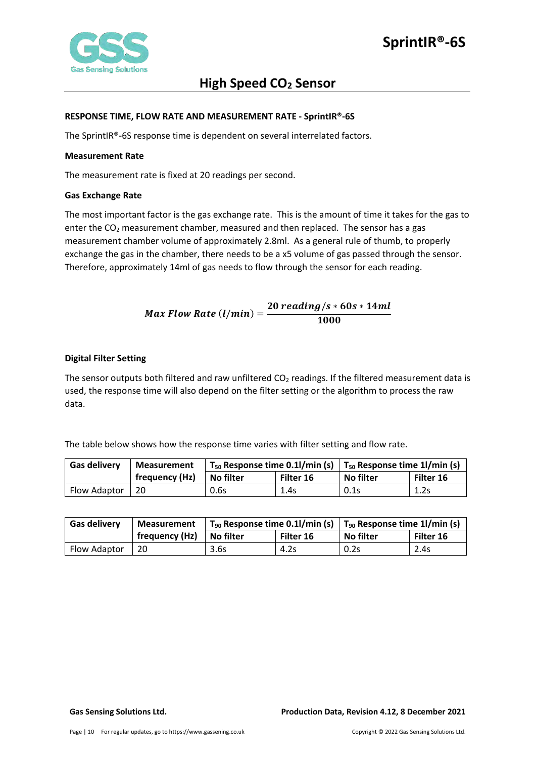## RESPONSE TIME, FLOW RATE AND MEASUREMENT RATE - SprintIR®-6S

The SprintIR®-6S response time is dependent on several interrelated factors.

### Measurement Rate

The measurement rate is fixed at 20 readings per second.

### Gas Exchange Rate

The most important factor is the gas exchange rate. This is the amount of time it takes for the gas to enter the $CO_2$ measurement chamber, measured and then replaced. The sensor has a gas measurement chamber volume of approximately 2.8ml. As a general rule of thumb, to properly exchange the gas in the chamber, there needs to be a x5 volume of gas passed through the sensor. Therefore, approximately 14ml of gas needs to flow through the sensor for each reading.

$$Max\ Flow\ Rate\ (l/min) = \frac{20\ reading/s * 60s * 14ml}{1000}$$

### Digital Filter Setting

The sensor outputs both filtered and raw unfiltered $CO_2$ readings. If the filtered measurement data is used, the response time will also depend on the filter setting or the algorithm to process the raw data.

The table below shows how the response time varies with filter setting and flow rate.

| Gas delivery | Measurement frequency (Hz) | $T_{50}$ Response time 0.1l/min (s) | | $T_{50}$ Response time 1l/min (s) | |
|---|---|---|---|---|---|
| | | No filter | Filter 16 | No filter | Filter 16 |
| Flow Adaptor | 20 | 0.6s | 1.4s | 0.1s | 1.2s |

| Gas delivery | Measurement frequency (Hz) | $T_{90}$ Response time 0.1l/min (s) | | $T_{90}$ Response time 1l/min (s) | |
|---|---|---|---|---|---|
| | | No filter | Filter 16 | No filter | Filter 16 |
| Flow Adaptor | 20 | 3.6s | 4.2s | 0.2s | 2.4s |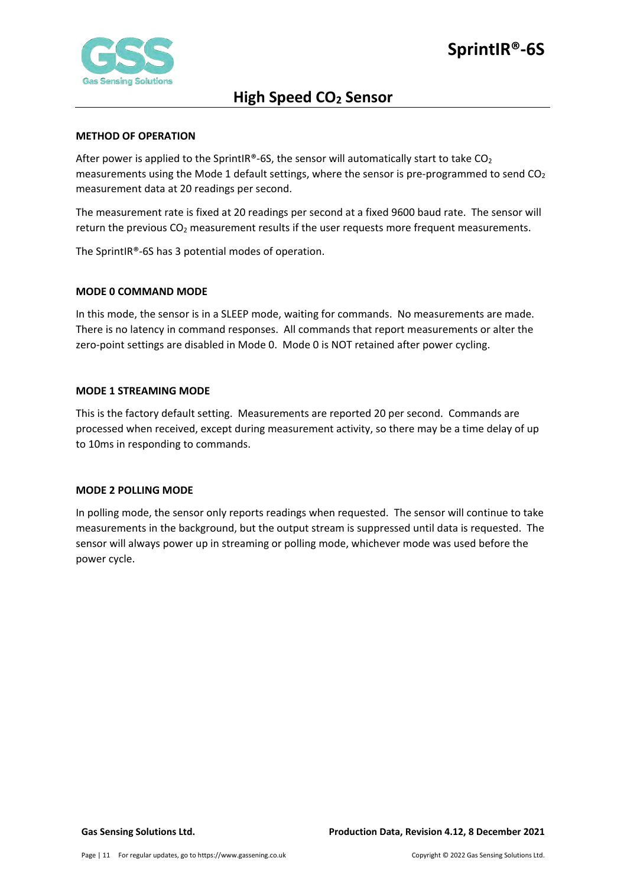## METHOD OF OPERATION

After power is applied to the SprintIR®-6S, the sensor will automatically start to take $CO_2$ measurements using the Mode 1 default settings, where the sensor is pre-programmed to send $CO_2$ measurement data at 20 readings per second.

The measurement rate is fixed at 20 readings per second at a fixed 9600 baud rate. The sensor will return the previous $CO_2$ measurement results if the user requests more frequent measurements.

The SprintIR®-6S has 3 potential modes of operation.

## MODE 0 COMMAND MODE

In this mode, the sensor is in a SLEEP mode, waiting for commands. No measurements are made. There is no latency in command responses. All commands that report measurements or alter the zero-point settings are disabled in Mode 0. Mode 0 is NOT retained after power cycling.

## MODE 1 STREAMING MODE

This is the factory default setting. Measurements are reported 20 per second. Commands are processed when received, except during measurement activity, so there may be a time delay of up to 10ms in responding to commands.

## MODE 2 POLLING MODE

In polling mode, the sensor only reports readings when requested. The sensor will continue to take measurements in the background, but the output stream is suppressed until data is requested. The sensor will always power up in streaming or polling mode, whichever mode was used before the power cycle.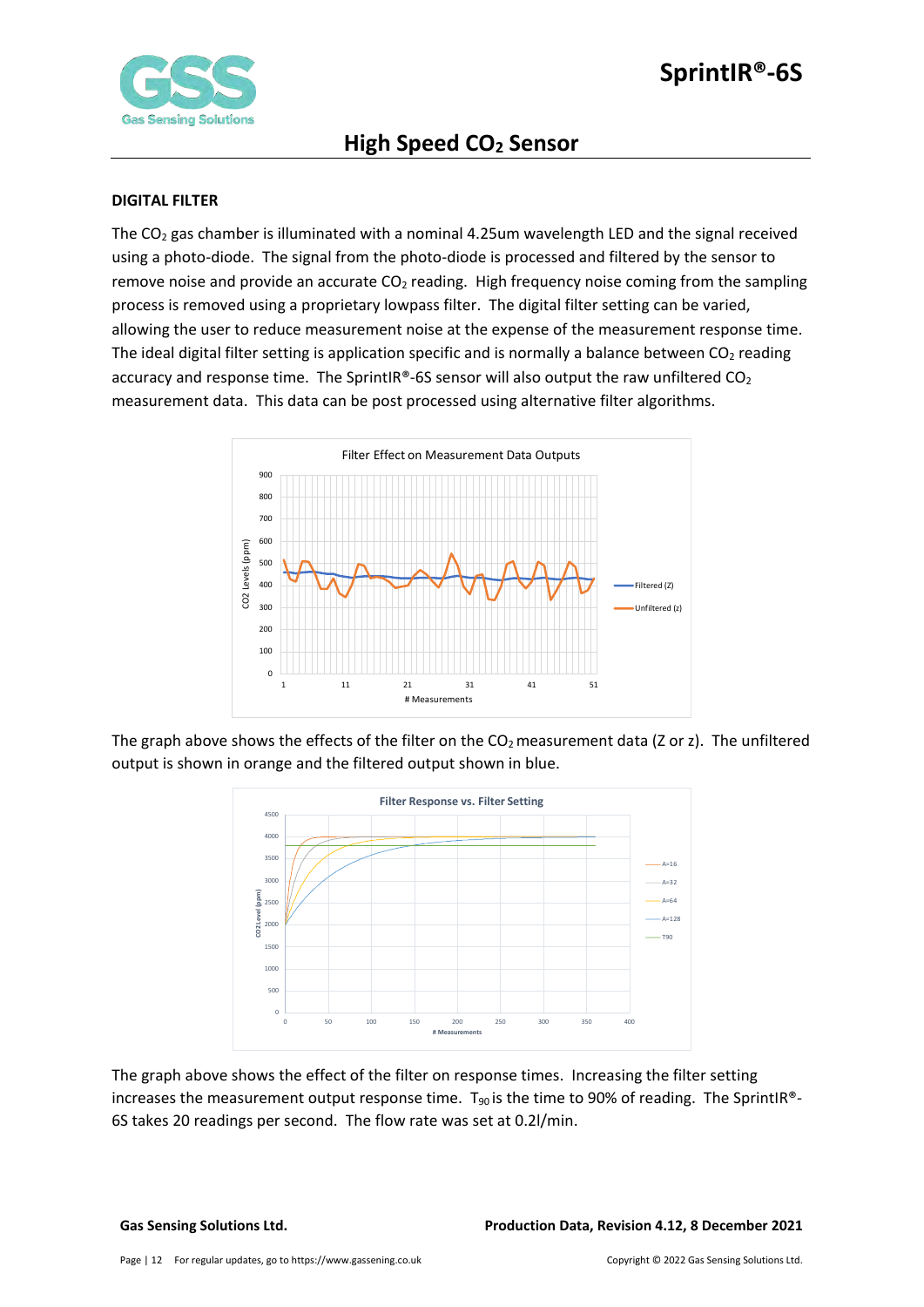## DIGITAL FILTER

The $CO_2$ gas chamber is illuminated with a nominal 4.25um wavelength LED and the signal received using a photo-diode. The signal from the photo-diode is processed and filtered by the sensor to remove noise and provide an accurate $CO_2$ reading. High frequency noise coming from the sampling process is removed using a proprietary lowpass filter. The digital filter setting can be varied, allowing the user to reduce measurement noise at the expense of the measurement response time. The ideal digital filter setting is application specific and is normally a balance between $CO_2$ reading accuracy and response time. The SprintIR®-6S sensor will also output the raw unfiltered $CO_2$ measurement data. This data can be post processed using alternative filter algorithms.

The graph above shows the effects of the filter on the $CO_2$ measurement data (Z or z). The unfiltered output is shown in orange and the filtered output shown in blue.

The graph above shows the effect of the filter on response times. Increasing the filter setting increases the measurement output response time. $T_{90}$ is the time to 90% of reading. The SprintIR®-6S takes 20 readings per second. The flow rate was set at 0.2l/min.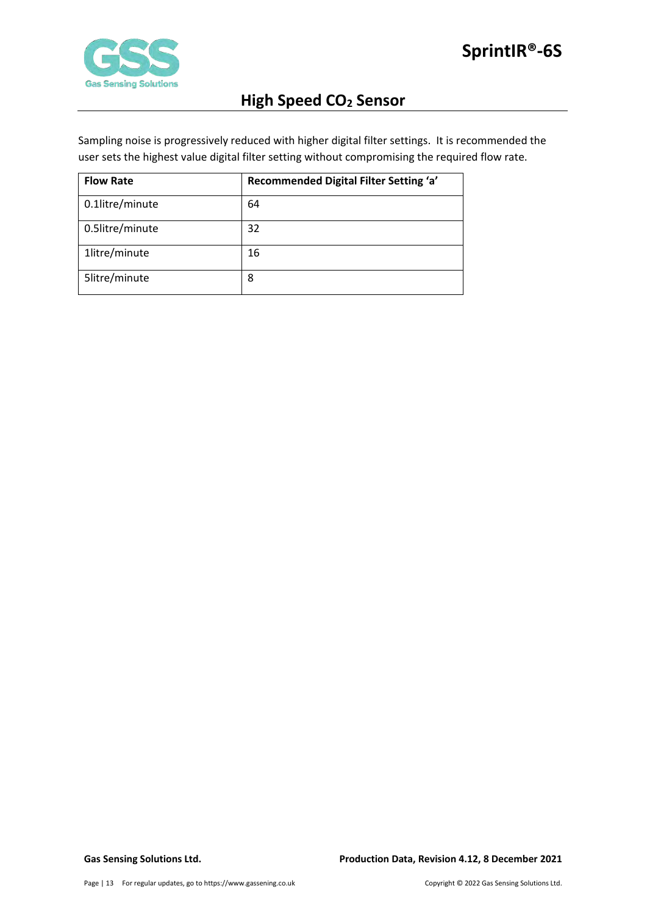Sampling noise is progressively reduced with higher digital filter settings. It is recommended the user sets the highest value digital filter setting without compromising the required flow rate.

| Flow Rate | Recommended Digital Filter Setting 'a' |
|---|---|
| 0.1litre/minute | 64 |
| 0.5litre/minute | 32 |
| 1litre/minute | 16 |
| 5litre/minute | 8 |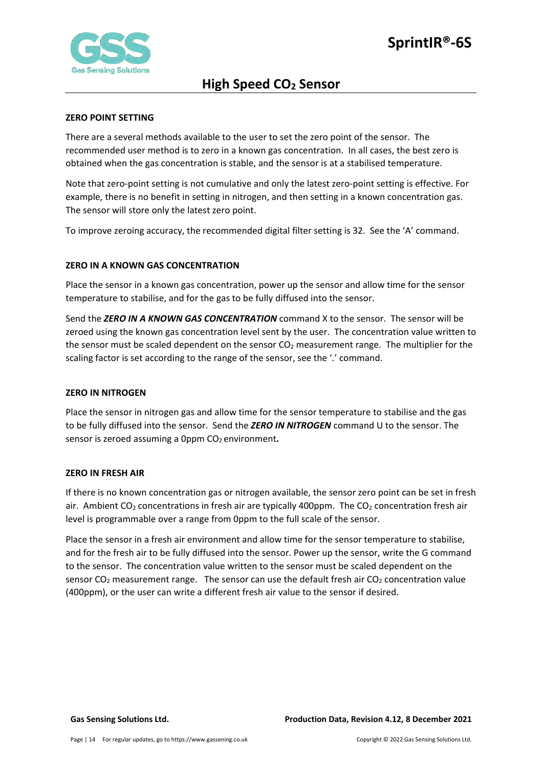## ZERO POINT SETTING

There are a several methods available to the user to set the zero point of the sensor. The recommended user method is to zero in a known gas concentration. In all cases, the best zero is obtained when the gas concentration is stable, and the sensor is at a stabilised temperature.

Note that zero-point setting is not cumulative and only the latest zero-point setting is effective. For example, there is no benefit in setting in nitrogen, and then setting in a known concentration gas. The sensor will store only the latest zero point.

To improve zeroing accuracy, the recommended digital filter setting is 32. See the 'A' command.

## ZERO IN A KNOWN GAS CONCENTRATION

Place the sensor in a known gas concentration, power up the sensor and allow time for the sensor temperature to stabilise, and for the gas to be fully diffused into the sensor.

Send the ***ZERO IN A KNOWN GAS CONCENTRATION*** command X to the sensor. The sensor will be zeroed using the known gas concentration level sent by the user. The concentration value written to the sensor must be scaled dependent on the sensor $CO_2$ measurement range. The multiplier for the scaling factor is set according to the range of the sensor, see the '.' command.

## ZERO IN NITROGEN

Place the sensor in nitrogen gas and allow time for the sensor temperature to stabilise and the gas to be fully diffused into the sensor. Send the ***ZERO IN NITROGEN*** command U to the sensor. The sensor is zeroed assuming a 0ppm $CO_2$ environment**.**

## ZERO IN FRESH AIR

If there is no known concentration gas or nitrogen available, the sensor zero point can be set in fresh air. Ambient $CO_2$ concentrations in fresh air are typically 400ppm. The $CO_2$ concentration fresh air level is programmable over a range from 0ppm to the full scale of the sensor.

Place the sensor in a fresh air environment and allow time for the sensor temperature to stabilise, and for the fresh air to be fully diffused into the sensor. Power up the sensor, write the G command to the sensor. The concentration value written to the sensor must be scaled dependent on the sensor $CO_2$ measurement range. The sensor can use the default fresh air $CO_2$ concentration value (400ppm), or the user can write a different fresh air value to the sensor if desired.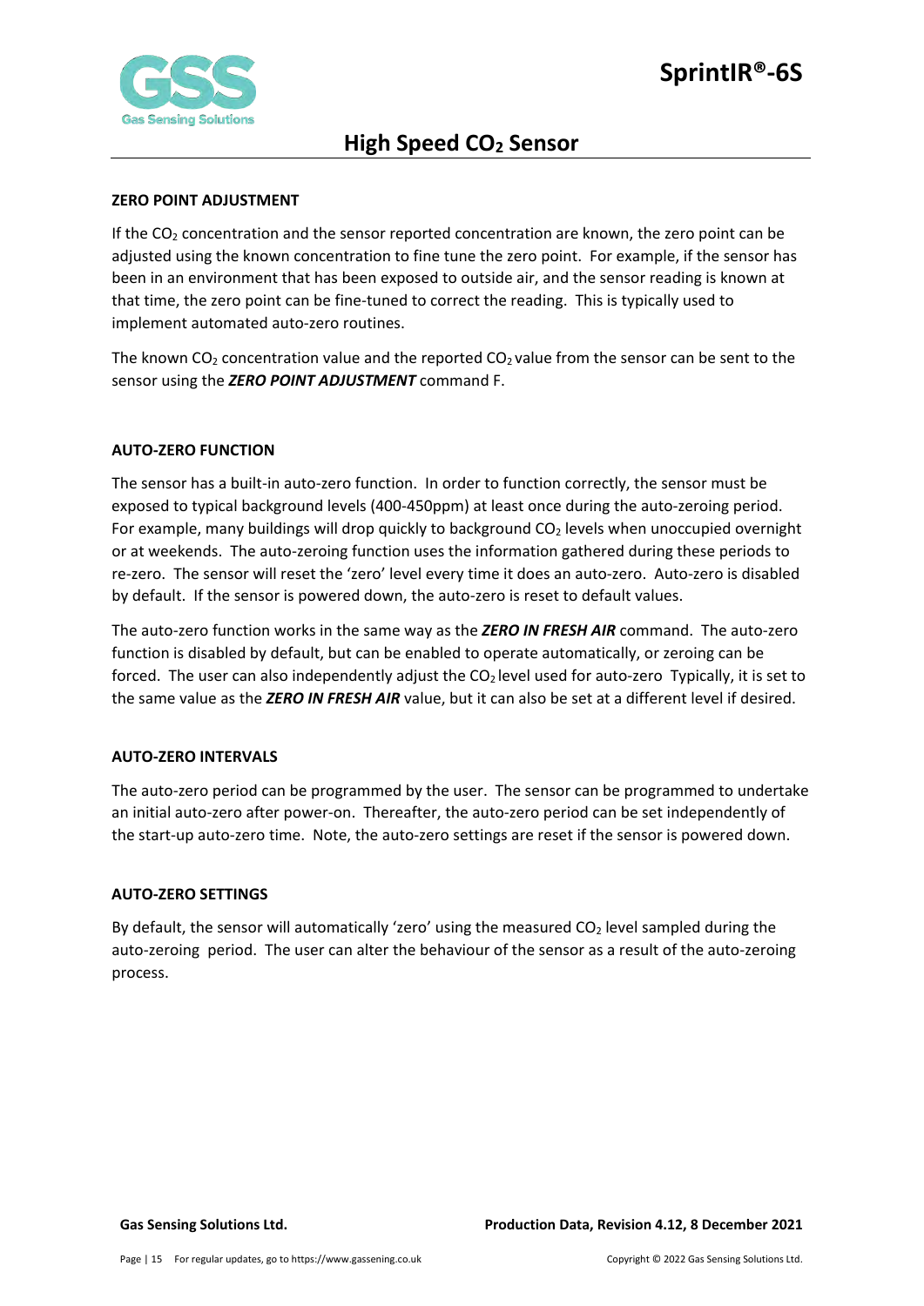## ZERO POINT ADJUSTMENT

If the $CO_2$ concentration and the sensor reported concentration are known, the zero point can be adjusted using the known concentration to fine tune the zero point. For example, if the sensor has been in an environment that has been exposed to outside air, and the sensor reading is known at that time, the zero point can be fine-tuned to correct the reading. This is typically used to implement automated auto-zero routines.

The known $CO_2$ concentration value and the reported $CO_2$ value from the sensor can be sent to the sensor using the ***ZERO POINT ADJUSTMENT*** command F.

## AUTO-ZERO FUNCTION

The sensor has a built-in auto-zero function. In order to function correctly, the sensor must be exposed to typical background levels (400-450ppm) at least once during the auto-zeroing period. For example, many buildings will drop quickly to background $CO_2$ levels when unoccupied overnight or at weekends. The auto-zeroing function uses the information gathered during these periods to re-zero. The sensor will reset the 'zero' level every time it does an auto-zero. Auto-zero is disabled by default. If the sensor is powered down, the auto-zero is reset to default values.

The auto-zero function works in the same way as the ***ZERO IN FRESH AIR*** command. The auto-zero function is disabled by default, but can be enabled to operate automatically, or zeroing can be forced. The user can also independently adjust the $CO_2$ level used for auto-zero Typically, it is set to the same value as the ***ZERO IN FRESH AIR*** value, but it can also be set at a different level if desired.

## AUTO-ZERO INTERVALS

The auto-zero period can be programmed by the user. The sensor can be programmed to undertake an initial auto-zero after power-on. Thereafter, the auto-zero period can be set independently of the start-up auto-zero time. Note, the auto-zero settings are reset if the sensor is powered down.

## AUTO-ZERO SETTINGS

By default, the sensor will automatically 'zero' using the measured $CO_2$ level sampled during the auto-zeroing period. The user can alter the behaviour of the sensor as a result of the auto-zeroing process.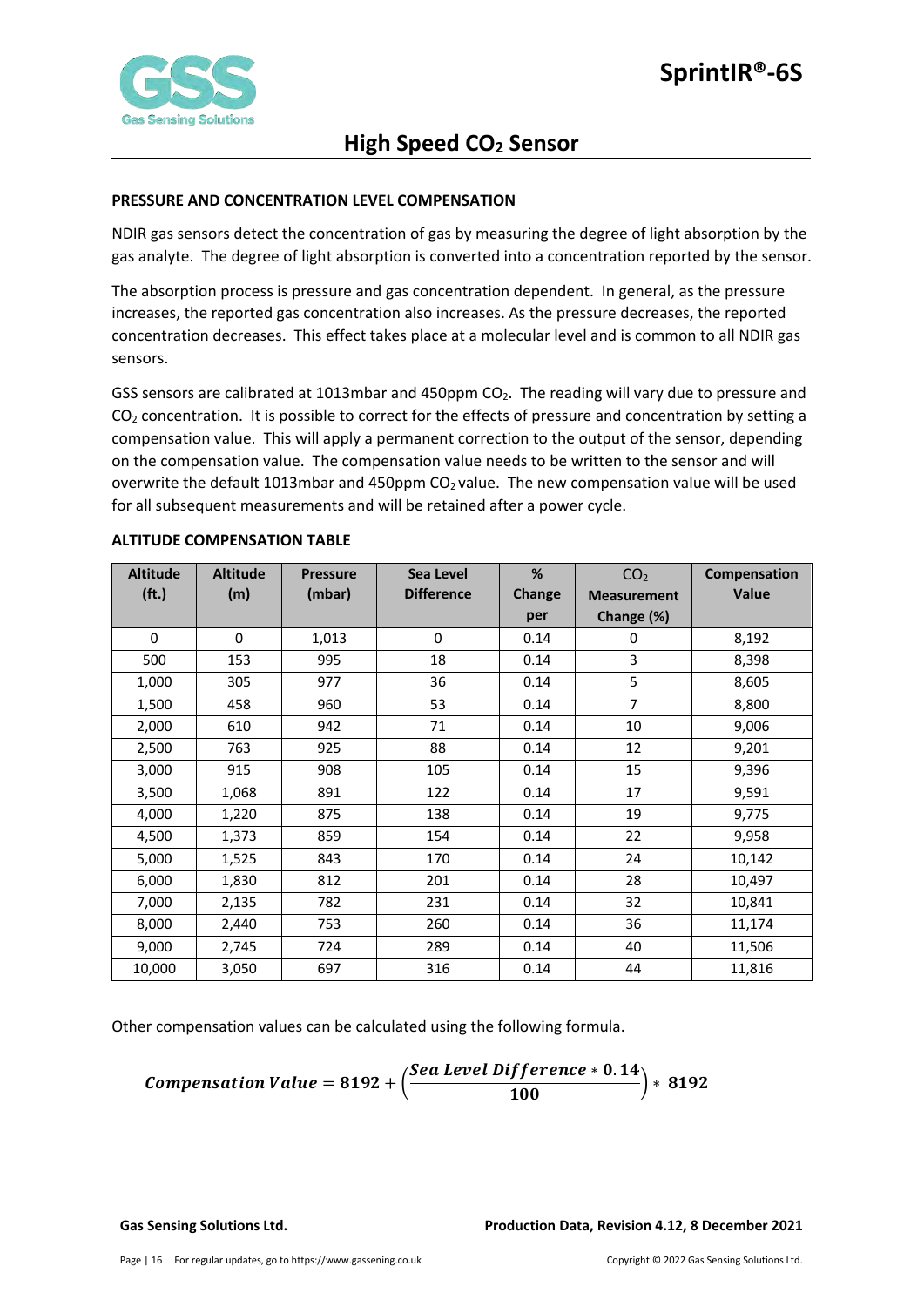### PRESSURE AND CONCENTRATION LEVEL COMPENSATION

NDIR gas sensors detect the concentration of gas by measuring the degree of light absorption by the gas analyte. The degree of light absorption is converted into a concentration reported by the sensor.

The absorption process is pressure and gas concentration dependent. In general, as the pressure increases, the reported gas concentration also increases. As the pressure decreases, the reported concentration decreases. This effect takes place at a molecular level and is common to all NDIR gas sensors.

GSS sensors are calibrated at 1013mbar and 450ppm $CO_2$. The reading will vary due to pressure and $CO_2$ concentration. It is possible to correct for the effects of pressure and concentration by setting a compensation value. This will apply a permanent correction to the output of the sensor, depending on the compensation value. The compensation value needs to be written to the sensor and will overwrite the default 1013mbar and 450ppm $CO_2$ value. The new compensation value will be used for all subsequent measurements and will be retained after a power cycle.

### ALTITUDE COMPENSATION TABLE

| Altitude (ft.) | Altitude (m) | Pressure (mbar) | Sea Level Difference | % Change per | $CO_2$ Measurement Change (%) | Compensation Value |
|---|---|---|---|---|---|---|
| 0 | 0 | 1,013 | 0 | 0.14 | 0 | 8,192 |
| 500 | 153 | 995 | 18 | 0.14 | 3 | 8,398 |
| 1,000 | 305 | 977 | 36 | 0.14 | 5 | 8,605 |
| 1,500 | 458 | 960 | 53 | 0.14 | 7 | 8,800 |
| 2,000 | 610 | 942 | 71 | 0.14 | 10 | 9,006 |
| 2,500 | 763 | 925 | 88 | 0.14 | 12 | 9,201 |
| 3,000 | 915 | 908 | 105 | 0.14 | 15 | 9,396 |
| 3,500 | 1,068 | 891 | 122 | 0.14 | 17 | 9,591 |
| 4,000 | 1,220 | 875 | 138 | 0.14 | 19 | 9,775 |
| 4,500 | 1,373 | 859 | 154 | 0.14 | 22 | 9,958 |
| 5,000 | 1,525 | 843 | 170 | 0.14 | 24 | 10,142 |
| 6,000 | 1,830 | 812 | 201 | 0.14 | 28 | 10,497 |
| 7,000 | 2,135 | 782 | 231 | 0.14 | 32 | 10,841 |
| 8,000 | 2,440 | 753 | 260 | 0.14 | 36 | 11,174 |
| 9,000 | 2,745 | 724 | 289 | 0.14 | 40 | 11,506 |
| 10,000 | 3,050 | 697 | 316 | 0.14 | 44 | 11,816 |

Other compensation values can be calculated using the following formula.

$$\textit{Compensation Value} = 8192 + \left(\frac{\textit{Sea Level Difference} * 0.14}{100}\right) * 8192$$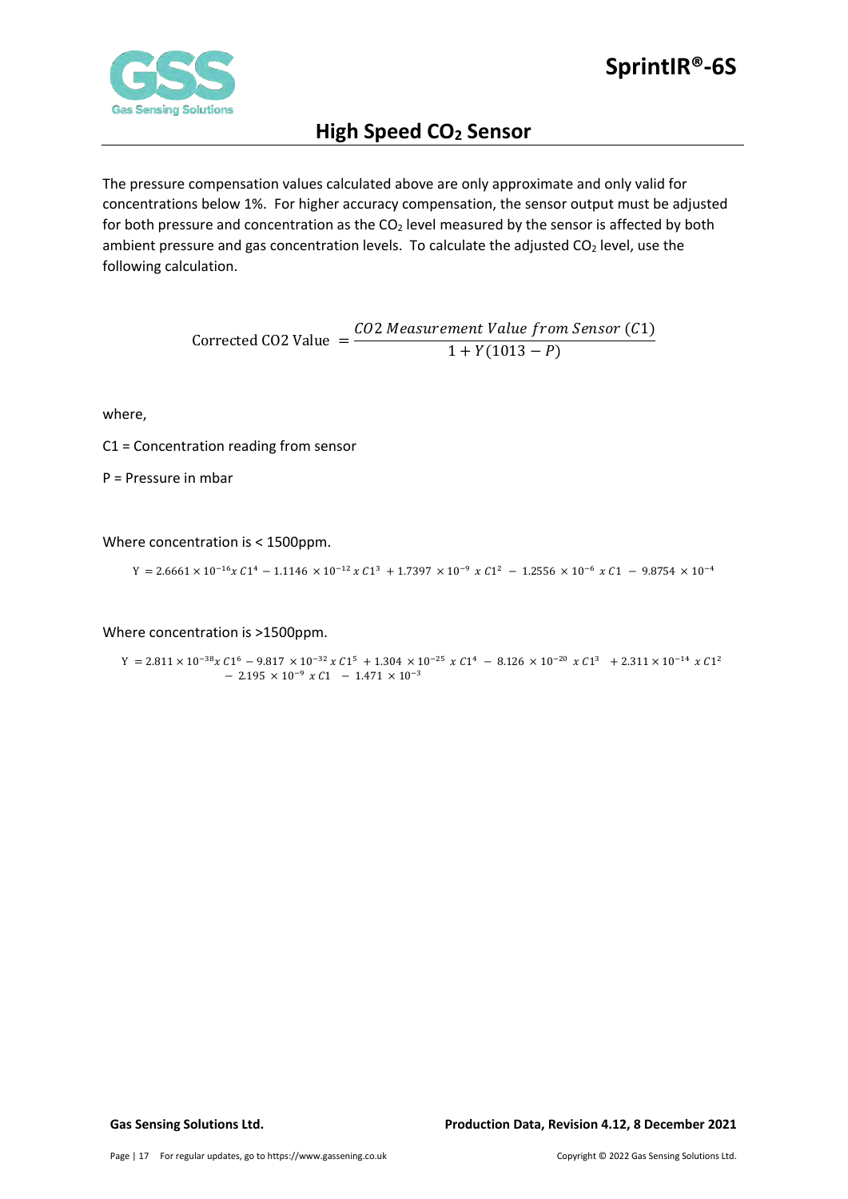The pressure compensation values calculated above are only approximate and only valid for concentrations below 1%. For higher accuracy compensation, the sensor output must be adjusted for both pressure and concentration as the $CO_2$ level measured by the sensor is affected by both ambient pressure and gas concentration levels. To calculate the adjusted $CO_2$ level, use the following calculation.

$$\text{Corrected CO2 Value } = \frac{CO2\ Measurement\ Value\ from\ Sensor\ (C1)}{1 + Y(1013 - P)}$$

where,

C1 = Concentration reading from sensor

P = Pressure in mbar

Where concentration is < 1500ppm.

$$\text{Y } = 2.6661 \times 10^{-16} x\ C1^4 - 1.1146\ \times 10^{-12}\ x\ C1^3\ + 1.7397\ \times 10^{-9}\ x\ C1^2\ -\ 1.2556\ \times 10^{-6}\ x\ C1\ -\ 9.8754\ \times 10^{-4}$$

Where concentration is >1500ppm.

$$\text{Y } = 2.811 \times 10^{-38} x\ C1^6 - 9.817\ \times 10^{-32}\ x\ C1^5\ + 1.304\ \times 10^{-25}\ x\ C1^4\ -\ 8.126\ \times 10^{-20}\ x\ C1^3\ + 2.311 \times 10^{-14}\ x\ C1^2 -\ 2.195\ \times 10^{-9}\ x\ C1\ -\ 1.471\ \times 10^{-3}$$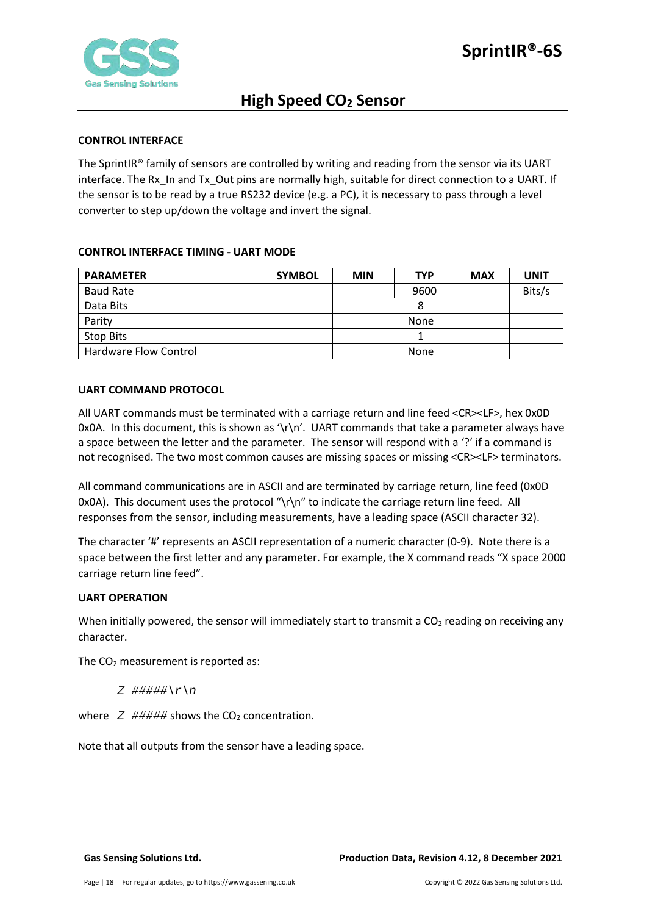### CONTROL INTERFACE

The SprintIR® family of sensors are controlled by writing and reading from the sensor via its UART interface. The Rx_In and Tx_Out pins are normally high, suitable for direct connection to a UART. If the sensor is to be read by a true RS232 device (e.g. a PC), it is necessary to pass through a level converter to step up/down the voltage and invert the signal.

### CONTROL INTERFACE TIMING - UART MODE

| PARAMETER | SYMBOL | MIN | TYP | MAX | UNIT |
|---|---|---|---|---|---|
| Baud Rate | | | 9600 | | Bits/s |
| Data Bits | | | 8 | | |
| Parity | | | None | | |
| Stop Bits | | | 1 | | |
| Hardware Flow Control | | | None | | |

### UART COMMAND PROTOCOL

All UART commands must be terminated with a carriage return and line feed <CR><LF>, hex 0x0D 0x0A. In this document, this is shown as '\r\n'. UART commands that take a parameter always have a space between the letter and the parameter. The sensor will respond with a '?' if a command is not recognised. The two most common causes are missing spaces or missing <CR><LF> terminators.

All command communications are in ASCII and are terminated by carriage return, line feed (0x0D 0x0A). This document uses the protocol "\r\n" to indicate the carriage return line feed. All responses from the sensor, including measurements, have a leading space (ASCII character 32).

The character '#' represents an ASCII representation of a numeric character (0-9). Note there is a space between the first letter and any parameter. For example, the X command reads "X space 2000 carriage return line feed".

### UART OPERATION

When initially powered, the sensor will immediately start to transmit a $CO_2$ reading on receiving any character.

The $CO_2$ measurement is reported as:

*Z #####\r\n*

where *Z #####* shows the $CO_2$ concentration.

Note that all outputs from the sensor have a leading space.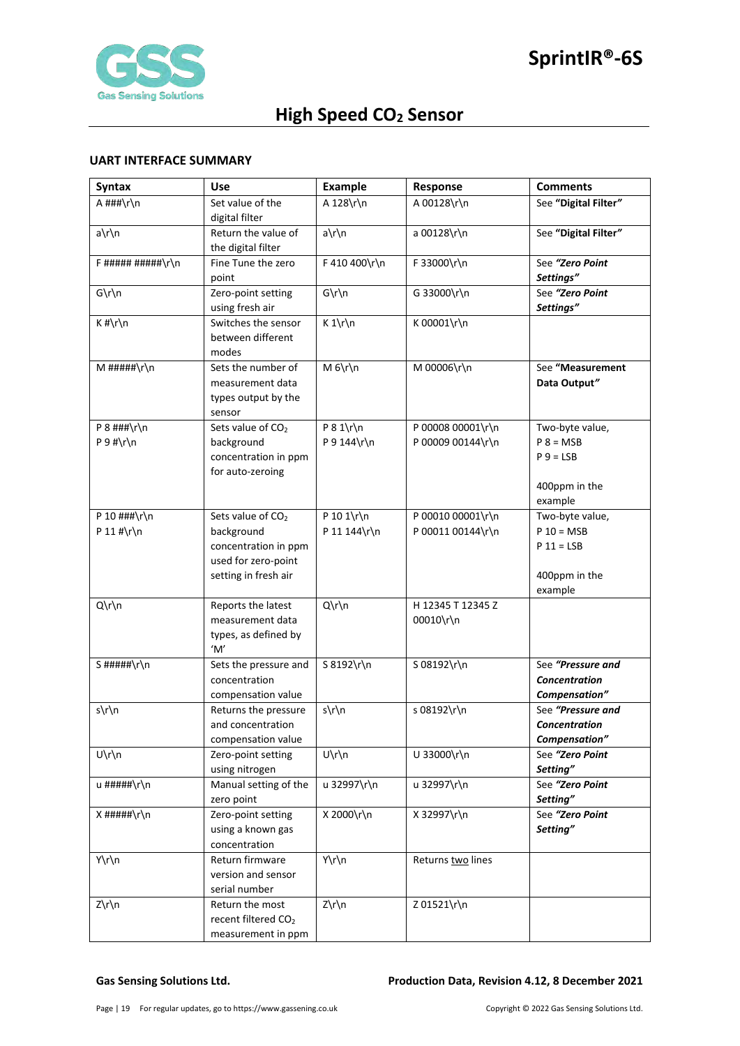## UART INTERFACE SUMMARY

| Syntax | Use | Example | Response | Comments |
|---|---|---|---|---|
| A ###\r\n | Set value of the digital filter | A 128\r\n | A 00128\r\n | See **"Digital Filter"** |
| a\r\n | Return the value of the digital filter | a\r\n | a 00128\r\n | See **"Digital Filter"** |
| F ##### #####\r\n | Fine Tune the zero point | F 410 400\r\n | F 33000\r\n | See ***"Zero Point Settings"*** |
| G\r\n | Zero-point setting using fresh air | G\r\n | G 33000\r\n | See ***"Zero Point Settings"*** |
| K #\r\n | Switches the sensor between different modes | K 1\r\n | K 00001\r\n | |
| M #####\r\n | Sets the number of measurement data types output by the sensor | M 6\r\n | M 00006\r\n | See **"Measurement Data Output"** |
| P 8 ###\r\n<br>P 9 #\r\n | Sets value of $CO_2$ background concentration in ppm for auto-zeroing | P 8 1\r\n<br>P 9 144\r\n | P 00008 00001\r\n<br>P 00009 00144\r\n | Two-byte value,<br>P 8 = MSB<br>P 9 = LSB<br><br>400ppm in the example |
| P 10 ###\r\n<br>P 11 #\r\n | Sets value of $CO_2$ background concentration in ppm used for zero-point setting in fresh air | P 10 1\r\n<br>P 11 144\r\n | P 00010 00001\r\n<br>P 00011 00144\r\n | Two-byte value,<br>P 10 = MSB<br>P 11 = LSB<br><br>400ppm in the example |
| Q\r\n | Reports the latest measurement data types, as defined by 'M' | Q\r\n | H 12345 T 12345 Z 00010\r\n | |
| S #####\r\n | Sets the pressure and concentration compensation value | S 8192\r\n | S 08192\r\n | See ***"Pressure and Concentration Compensation"*** |
| s\r\n | Returns the pressure and concentration compensation value | s\r\n | s 08192\r\n | See ***"Pressure and Concentration Compensation"*** |
| U\r\n | Zero-point setting using nitrogen | U\r\n | U 33000\r\n | See ***"Zero Point Setting"*** |
| u #####\r\n | Manual setting of the zero point | u 32997\r\n | u 32997\r\n | See ***"Zero Point Setting"*** |
| X #####\r\n | Zero-point setting using a known gas concentration | X 2000\r\n | X 32997\r\n | See ***"Zero Point Setting"*** |
| Y\r\n | Return firmware version and sensor serial number | Y\r\n | Returns <u>two</u> lines | |
| Z\r\n | Return the most recent filtered $CO_2$ measurement in ppm | Z\r\n | Z 01521\r\n | |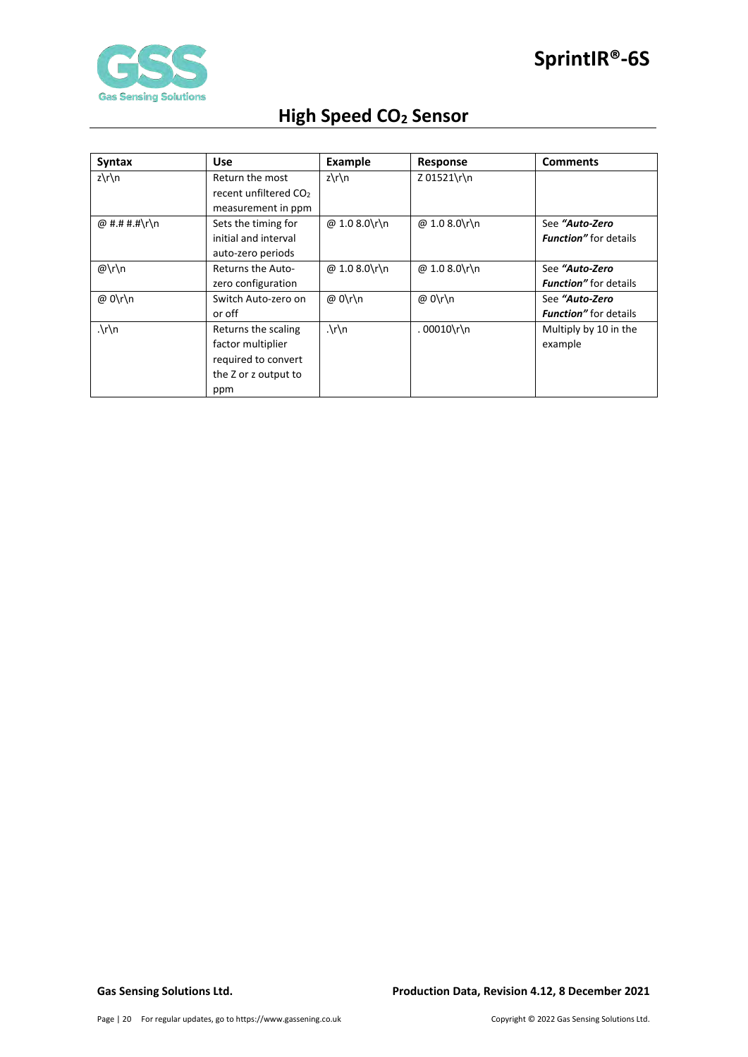| Syntax | Use | Example | Response | Comments |
|---|---|---|---|---|
| z\r\n | Return the most recent unfiltered $CO_2$ measurement in ppm | z\r\n | Z 01521\r\n | |
| @ #.# #.#\r\n | Sets the timing for initial and interval auto-zero periods | @ 1.0 8.0\r\n | @ 1.0 8.0\r\n | See ***"Auto-Zero Function"*** for details |
| @\r\n | Returns the Auto-zero configuration | @ 1.0 8.0\r\n | @ 1.0 8.0\r\n | See ***"Auto-Zero Function"*** for details |
| @ 0\r\n | Switch Auto-zero on or off | @ 0\r\n | @ 0\r\n | See ***"Auto-Zero Function"*** for details |
| .\r\n | Returns the scaling factor multiplier required to convert the Z or z output to ppm | .\r\n | . 00010\r\n | Multiply by 10 in the example |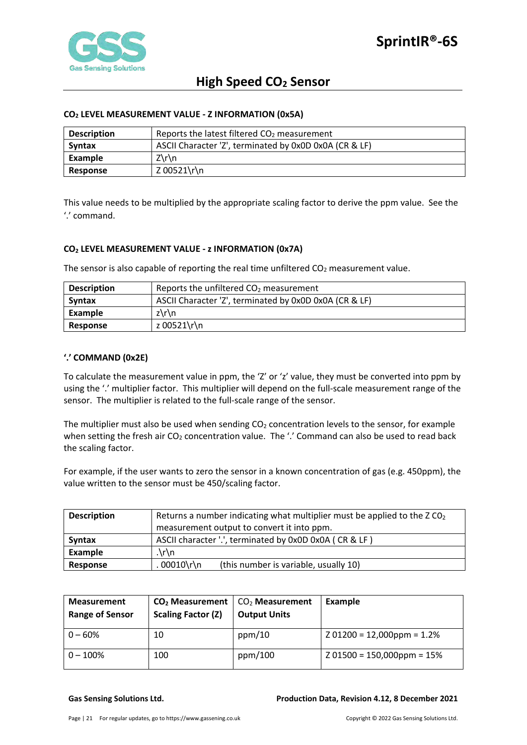### $CO_2$ LEVEL MEASUREMENT VALUE - Z INFORMATION (0x5A)

| Description | Reports the latest filtered $CO_2$ measurement |
|---|---|
| **Syntax** | ASCII Character 'Z', terminated by 0x0D 0x0A (CR & LF) |
| **Example** | Z\r\n |
| **Response** | Z 00521\r\n |

This value needs to be multiplied by the appropriate scaling factor to derive the ppm value. See the '.' command.

### $CO_2$ LEVEL MEASUREMENT VALUE - z INFORMATION (0x7A)

The sensor is also capable of reporting the real time unfiltered $CO_2$ measurement value.

| Description | Reports the unfiltered $CO_2$ measurement |
|---|---|
| **Syntax** | ASCII Character 'Z', terminated by 0x0D 0x0A (CR & LF) |
| **Example** | z\r\n |
| **Response** | z 00521\r\n |

### '.' COMMAND (0x2E)

To calculate the measurement value in ppm, the 'Z' or 'z' value, they must be converted into ppm by using the '.' multiplier factor. This multiplier will depend on the full-scale measurement range of the sensor. The multiplier is related to the full-scale range of the sensor.

The multiplier must also be used when sending $CO_2$ concentration levels to the sensor, for example when setting the fresh air $CO_2$ concentration value. The '.' Command can also be used to read back the scaling factor.

For example, if the user wants to zero the sensor in a known concentration of gas (e.g. 450ppm), the value written to the sensor must be 450/scaling factor.

| Description | Returns a number indicating what multiplier must be applied to the Z $CO_2$ measurement output to convert it into ppm. |
|---|---|
| **Syntax** | ASCII character '.', terminated by 0x0D 0x0A ( CR & LF ) |
| **Example** | .\r\n |
| **Response** | . 00010\r\n (this number is variable, usually 10) |

| Measurement Range of Sensor | $CO_2$ Measurement Scaling Factor (Z) | $CO_2$ Measurement Output Units | Example |
|---|---|---|---|
| 0 – 60% | 10 | ppm/10 | Z 01200 = 12,000ppm = 1.2% |
| 0 – 100% | 100 | ppm/100 | Z 01500 = 150,000ppm = 15% |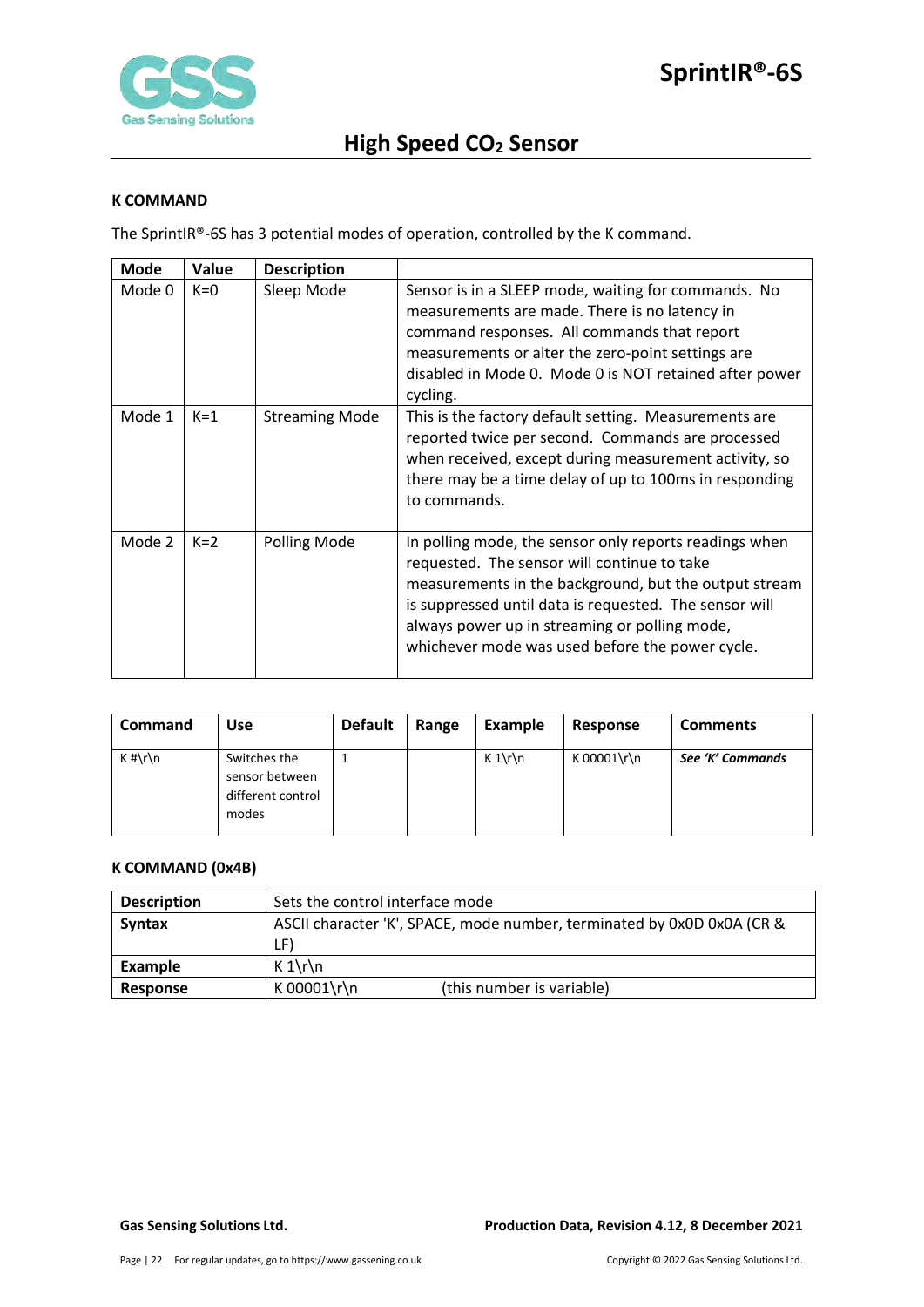### K COMMAND

The SprintIR®-6S has 3 potential modes of operation, controlled by the K command.

| Mode | Value | Description | |
|---|---|---|---|
| Mode 0 | K=0 | Sleep Mode | Sensor is in a SLEEP mode, waiting for commands. No measurements are made. There is no latency in command responses. All commands that report measurements or alter the zero-point settings are disabled in Mode 0. Mode 0 is NOT retained after power cycling. |
| Mode 1 | K=1 | Streaming Mode | This is the factory default setting. Measurements are reported twice per second. Commands are processed when received, except during measurement activity, so there may be a time delay of up to 100ms in responding to commands. |
| Mode 2 | K=2 | Polling Mode | In polling mode, the sensor only reports readings when requested. The sensor will continue to take measurements in the background, but the output stream is suppressed until data is requested. The sensor will always power up in streaming or polling mode, whichever mode was used before the power cycle. |

| Command | Use | Default | Range | Example | Response | Comments |
|---|---|---|---|---|---|---|
| K #\r\n | Switches the sensor between different control modes | 1 | | K 1\r\n | K 00001\r\n | ***See 'K' Commands*** |

### K COMMAND (0x4B)

| | |
|---|---|
| **Description** | Sets the control interface mode |
| **Syntax** | ASCII character 'K', SPACE, mode number, terminated by 0x0D 0x0A (CR & LF) |
| **Example** | K 1\r\n |
| **Response** | K 00001\r\n (this number is variable) |

**Gas Sensing Solutions Ltd.** **Production Data, Revision 4.12, 8 December 2021**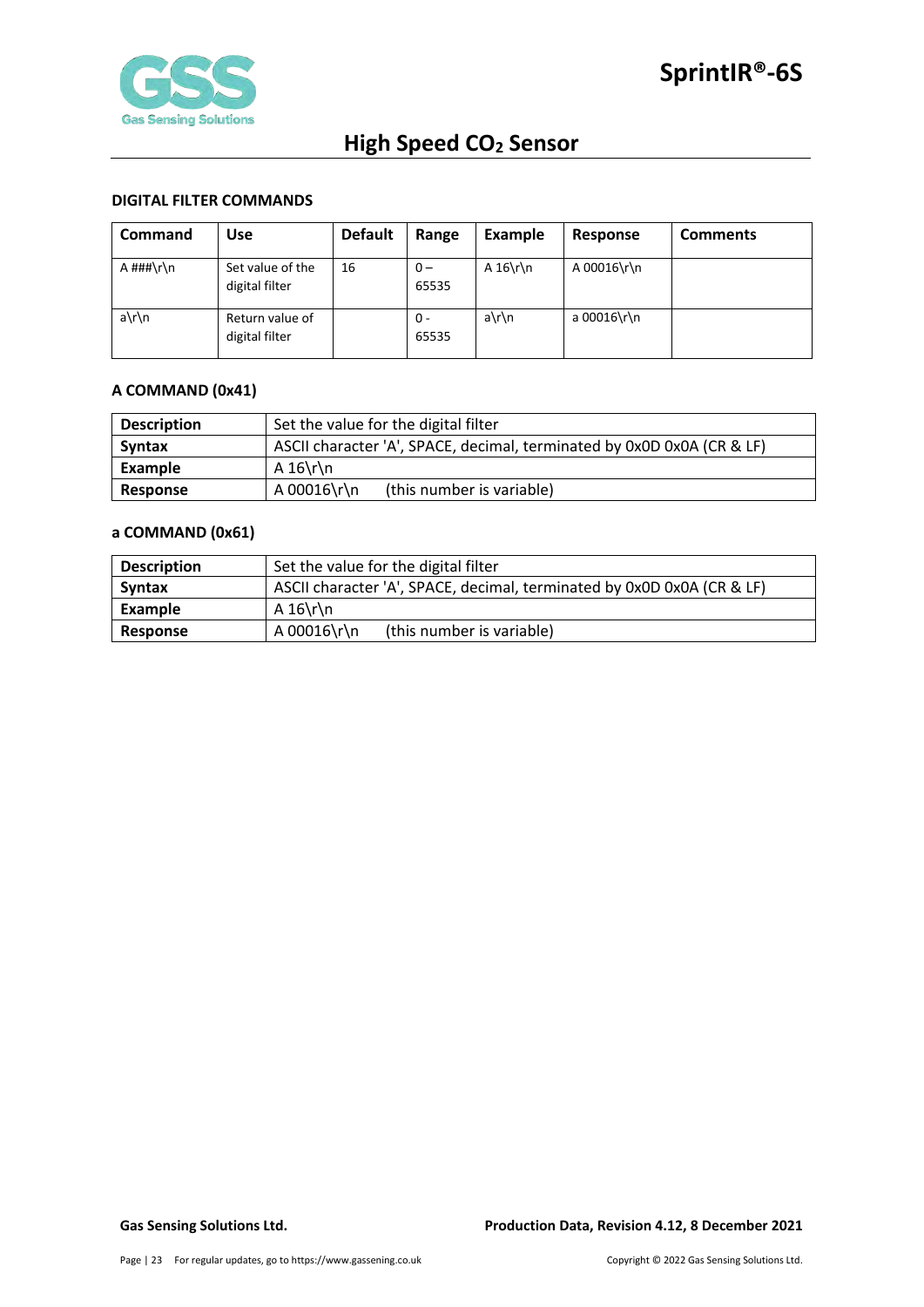### DIGITAL FILTER COMMANDS

| Command | Use | Default | Range | Example | Response | Comments |
|---|---|---|---|---|---|---|
| A ###\r\n | Set value of the digital filter | 16 | 0 – 65535 | A 16\r\n | A 00016\r\n | |
| a\r\n | Return value of digital filter | | 0 - 65535 | a\r\n | a 00016\r\n | |

### A COMMAND (0x41)

| | |
|---|---|
| **Description** | Set the value for the digital filter |
| **Syntax** | ASCII character 'A', SPACE, decimal, terminated by 0x0D 0x0A (CR & LF) |
| **Example** | A 16\r\n |
| **Response** | A 00016\r\n (this number is variable) |

### a COMMAND (0x61)

| | |
|---|---|
| **Description** | Set the value for the digital filter |
| **Syntax** | ASCII character 'A', SPACE, decimal, terminated by 0x0D 0x0A (CR & LF) |
| **Example** | A 16\r\n |
| **Response** | A 00016\r\n (this number is variable) |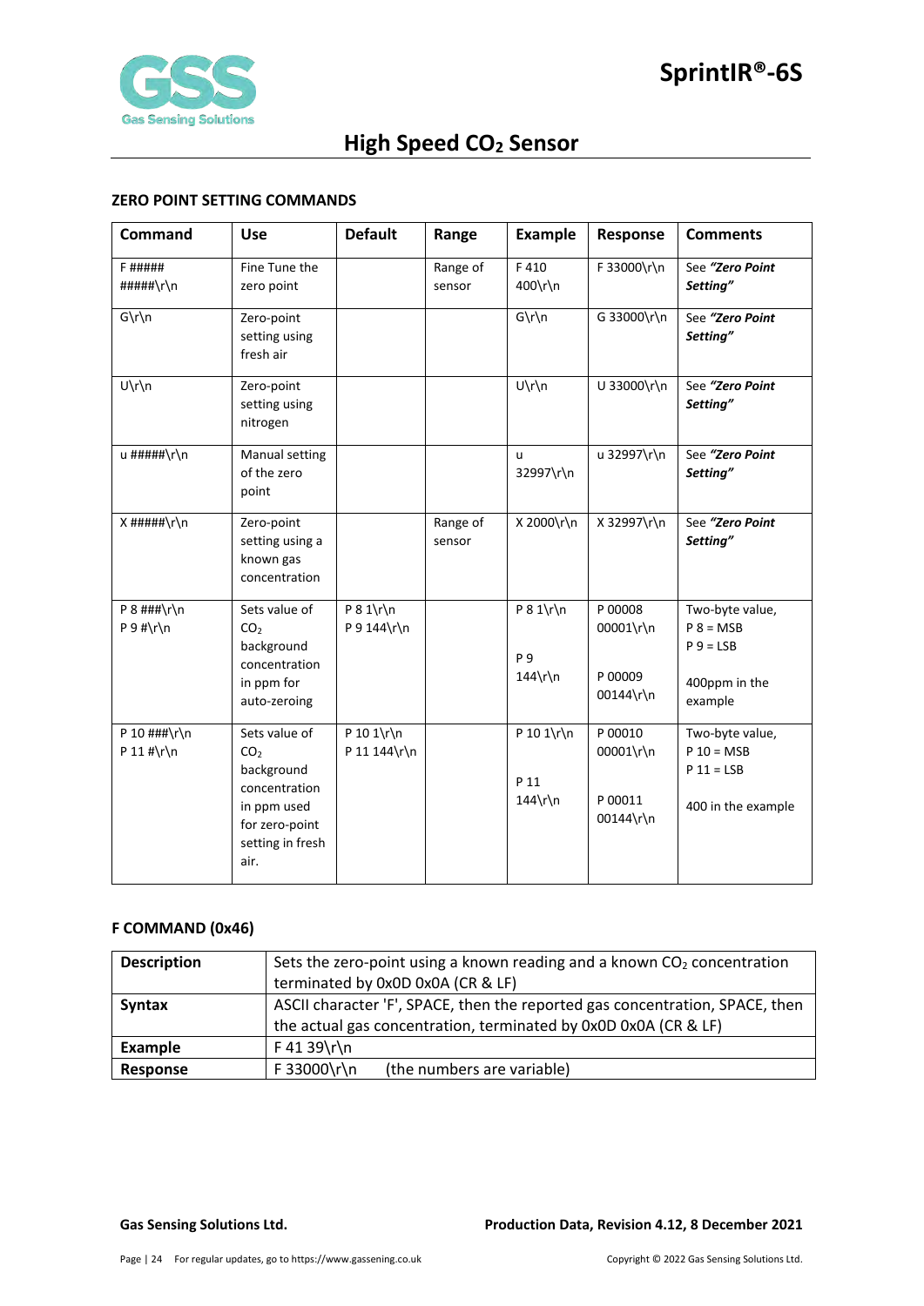## ZERO POINT SETTING COMMANDS

| Command | Use | Default | Range | Example | Response | Comments |
|---|---|---|---|---|---|---|
| F ##### #####\r\n | Fine Tune the zero point | | Range of sensor | F 410 400\r\n | F 33000\r\n | See ***"Zero Point Setting"*** |
| G\r\n | Zero-point setting using fresh air | | | G\r\n | G 33000\r\n | See ***"Zero Point Setting"*** |
| U\r\n | Zero-point setting using nitrogen | | | U\r\n | U 33000\r\n | See ***"Zero Point Setting"*** |
| u #####\r\n | Manual setting of the zero point | | | u 32997\r\n | u 32997\r\n | See ***"Zero Point Setting"*** |
| X #####\r\n | Zero-point setting using a known gas concentration | | Range of sensor | X 2000\r\n | X 32997\r\n | See ***"Zero Point Setting"*** |
| P 8 ###\r\n P 9 #\r\n | Sets value of $CO_2$ background concentration in ppm for auto-zeroing | P 8 1\r\n P 9 144\r\n | | P 8 1\r\n P 9 144\r\n | P 00008 00001\r\n P 00009 00144\r\n | Two-byte value, P 8 = MSB P 9 = LSB 400ppm in the example |
| P 10 ###\r\n P 11 #\r\n | Sets value of $CO_2$ background concentration in ppm used for zero-point setting in fresh air. | P 10 1\r\n P 11 144\r\n | | P 10 1\r\n P 11 144\r\n | P 00010 00001\r\n P 00011 00144\r\n | Two-byte value, P 10 = MSB P 11 = LSB 400 in the example |

## F COMMAND (0x46)

| | |
|---|---|
| **Description** | Sets the zero-point using a known reading and a known $CO_2$ concentration terminated by 0x0D 0x0A (CR & LF) |
| **Syntax** | ASCII character 'F', SPACE, then the reported gas concentration, SPACE, then the actual gas concentration, terminated by 0x0D 0x0A (CR & LF) |
| **Example** | F 41 39\r\n |
| **Response** | F 33000\r\n (the numbers are variable) |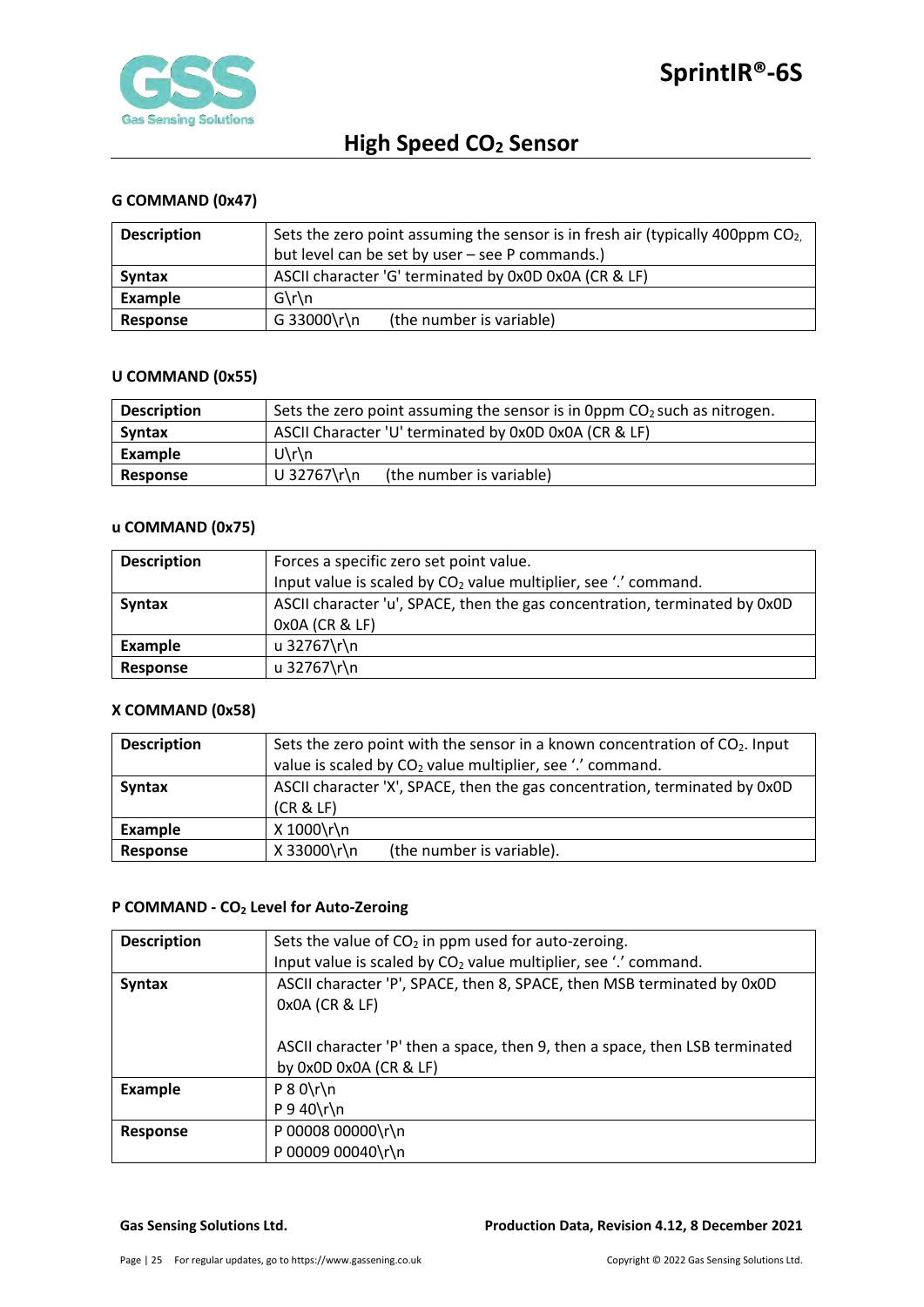### G COMMAND (0x47)

| Description | Sets the zero point assuming the sensor is in fresh air (typically 400ppm $CO_2$, but level can be set by user – see P commands.) |
|---|---|
| **Syntax** | ASCII character 'G' terminated by 0x0D 0x0A (CR & LF) |
| **Example** | G\r\n |
| **Response** | G 33000\r\n (the number is variable) |

### U COMMAND (0x55)

| Description | Sets the zero point assuming the sensor is in 0ppm $CO_2$ such as nitrogen. |
|---|---|
| **Syntax** | ASCII Character 'U' terminated by 0x0D 0x0A (CR & LF) |
| **Example** | U\r\n |
| **Response** | U 32767\r\n (the number is variable) |

### u COMMAND (0x75)

| Description | Forces a specific zero set point value.<br>Input value is scaled by $CO_2$ value multiplier, see '.' command. |
|---|---|
| **Syntax** | ASCII character 'u', SPACE, then the gas concentration, terminated by 0x0D 0x0A (CR & LF) |
| **Example** | u 32767\r\n |
| **Response** | u 32767\r\n |

### X COMMAND (0x58)

| Description | Sets the zero point with the sensor in a known concentration of $CO_2$. Input value is scaled by $CO_2$ value multiplier, see '.' command. |
|---|---|
| **Syntax** | ASCII character 'X', SPACE, then the gas concentration, terminated by 0x0D (CR & LF) |
| **Example** | X 1000\r\n |
| **Response** | X 33000\r\n (the number is variable). |

### P COMMAND - $CO_2$ Level for Auto-Zeroing

| Description | Sets the value of $CO_2$ in ppm used for auto-zeroing.<br>Input value is scaled by $CO_2$ value multiplier, see '.' command. |
|---|---|
| **Syntax** | ASCII character 'P', SPACE, then 8, SPACE, then MSB terminated by 0x0D 0x0A (CR & LF)<br><br>ASCII character 'P' then a space, then 9, then a space, then LSB terminated by 0x0D 0x0A (CR & LF) |
| **Example** | P 8 0\r\n<br>P 9 40\r\n |
| **Response** | P 00008 00000\r\n<br>P 00009 00040\r\n |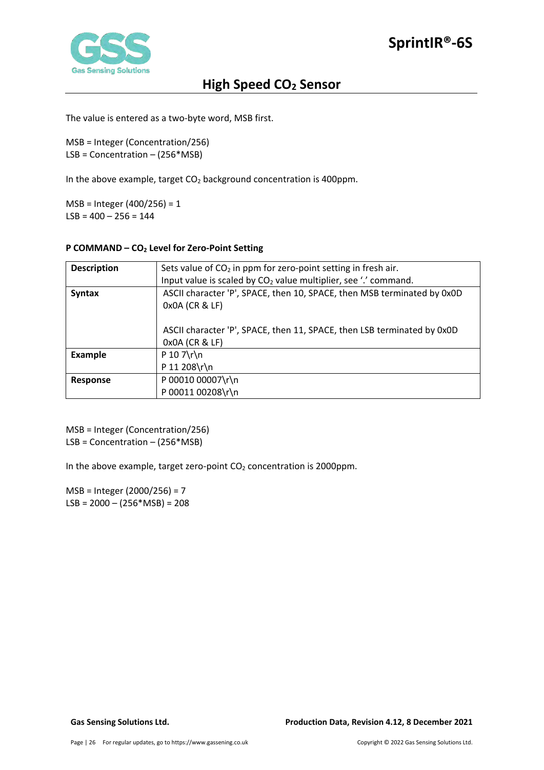The value is entered as a two-byte word, MSB first.

MSB = Integer (Concentration/256)
LSB = Concentration – (256*MSB)

In the above example, target $CO_2$ background concentration is 400ppm.

MSB = Integer (400/256) = 1
LSB = 400 – 256 = 144

#### P COMMAND – $CO_2$ Level for Zero-Point Setting

| | |
|---|---|
| **Description** | Sets value of $CO_2$ in ppm for zero-point setting in fresh air.<br>Input value is scaled by $CO_2$ value multiplier, see '.' command. |
| **Syntax** | ASCII character 'P', SPACE, then 10, SPACE, then MSB terminated by 0x0D 0x0A (CR & LF)<br><br>ASCII character 'P', SPACE, then 11, SPACE, then LSB terminated by 0x0D 0x0A (CR & LF) |
| **Example** | P 10 7\r\n<br>P 11 208\r\n |
| **Response** | P 00010 00007\r\n<br>P 00011 00208\r\n |

MSB = Integer (Concentration/256)
LSB = Concentration – (256*MSB)

In the above example, target zero-point $CO_2$ concentration is 2000ppm.

MSB = Integer (2000/256) = 7
LSB = 2000 – (256*MSB) = 208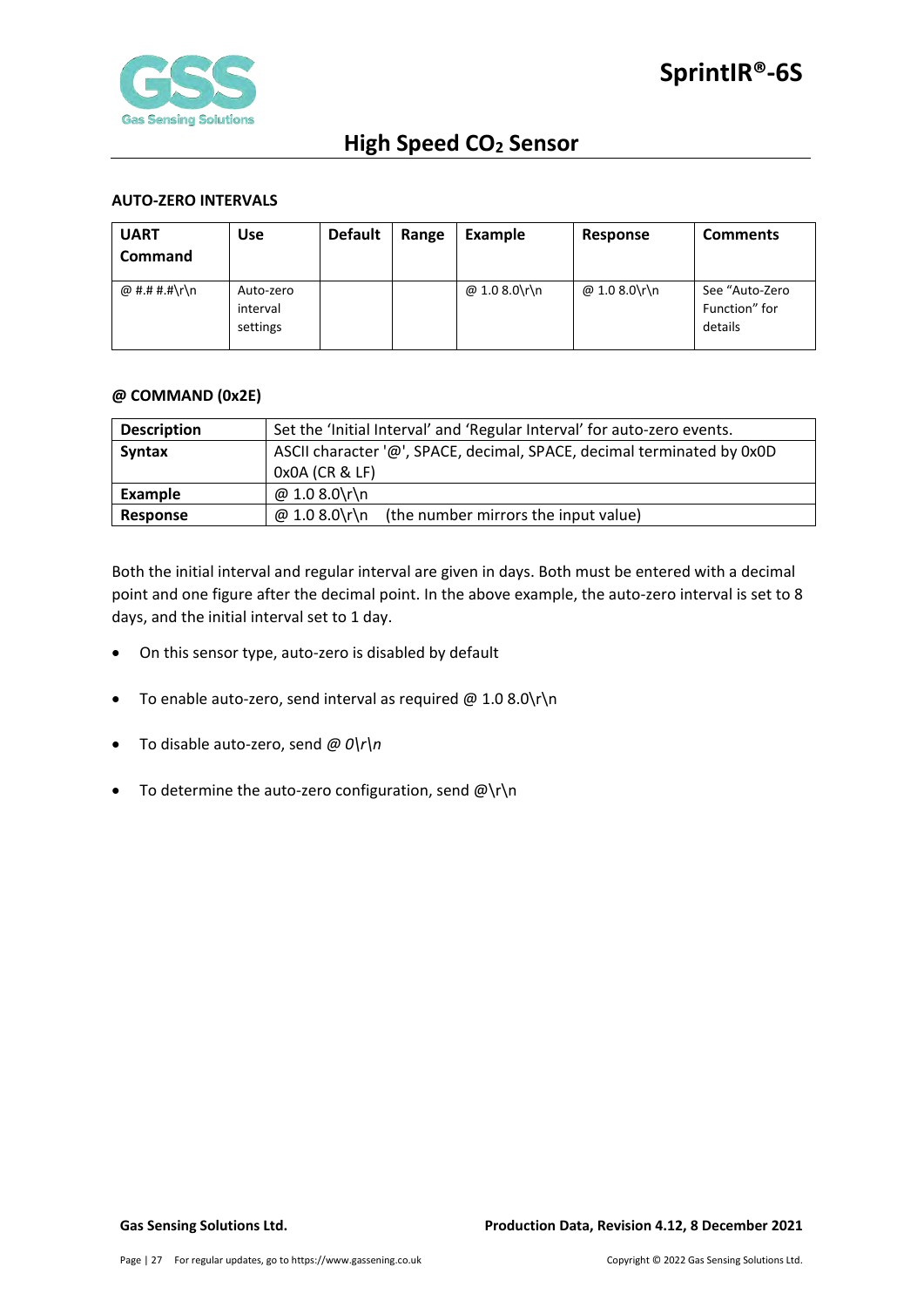#### AUTO-ZERO INTERVALS

| UART Command | Use | Default | Range | Example | Response | Comments |
|---|---|---|---|---|---|---|
| @ #.# #.#\r\n | Auto-zero interval settings | | | @ 1.0 8.0\r\n | @ 1.0 8.0\r\n | See "Auto-Zero Function" for details |

#### @ COMMAND (0x2E)

| | |
|---|---|
| **Description** | Set the 'Initial Interval' and 'Regular Interval' for auto-zero events. |
| **Syntax** | ASCII character '@', SPACE, decimal, SPACE, decimal terminated by 0x0D 0x0A (CR & LF) |
| **Example** | @ 1.0 8.0\r\n |
| **Response** | @ 1.0 8.0\r\n (the number mirrors the input value) |

Both the initial interval and regular interval are given in days. Both must be entered with a decimal point and one figure after the decimal point. In the above example, the auto-zero interval is set to 8 days, and the initial interval set to 1 day.

- On this sensor type, auto-zero is disabled by default
- To enable auto-zero, send interval as required @ 1.0 8.0\r\n
- To disable auto-zero, send *@ 0\r\n*
- To determine the auto-zero configuration, send @\r\n

**Gas Sensing Solutions Ltd.** **Production Data, Revision 4.12, 8 December 2021**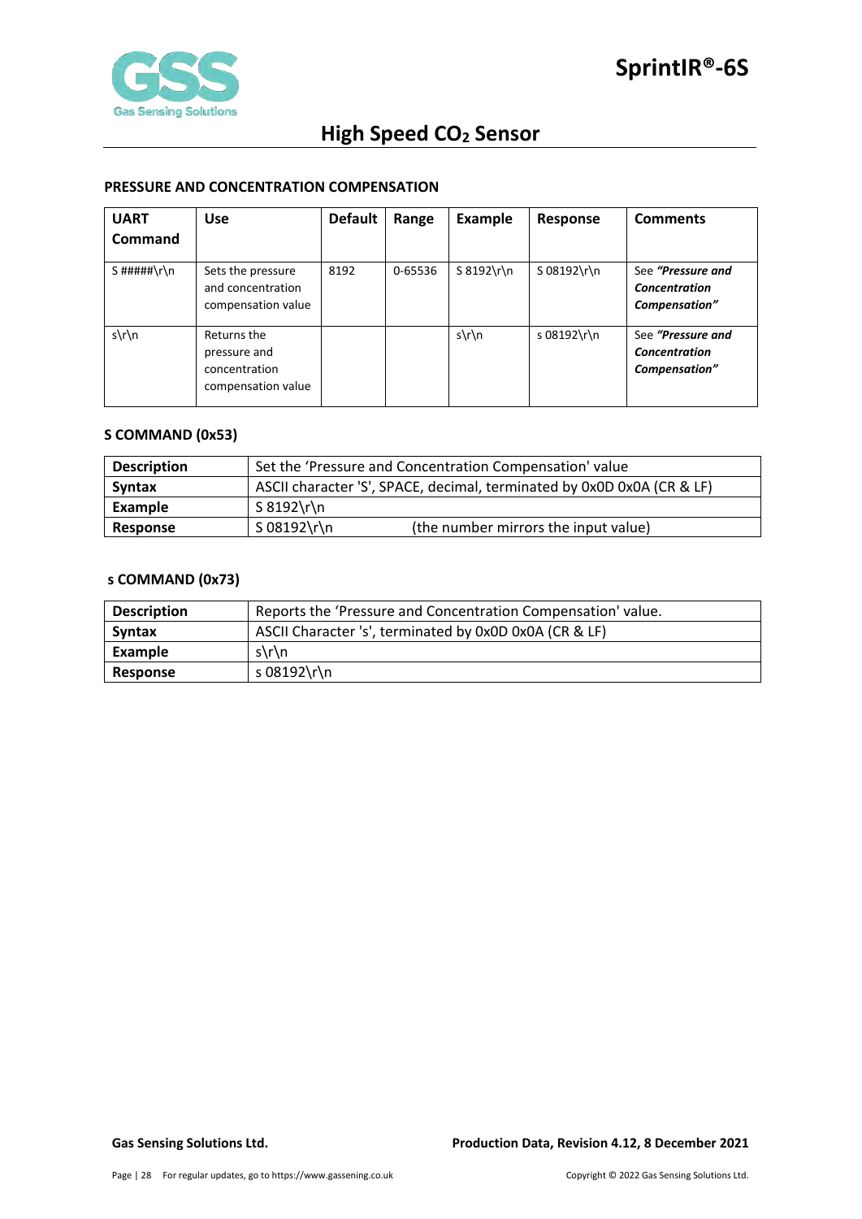#### PRESSURE AND CONCENTRATION COMPENSATION

| UART Command | Use | Default | Range | Example | Response | Comments |
|---|---|---|---|---|---|---|
| S #####\r\n | Sets the pressure and concentration compensation value | 8192 | 0-65536 | S 8192\r\n | S 08192\r\n | See ***"Pressure and Concentration Compensation"*** |
| s\r\n | Returns the pressure and concentration compensation value | | | s\r\n | s 08192\r\n | See ***"Pressure and Concentration Compensation"*** |

#### S COMMAND (0x53)

| | |
|---|---|
| **Description** | Set the 'Pressure and Concentration Compensation' value |
| **Syntax** | ASCII character 'S', SPACE, decimal, terminated by 0x0D 0x0A (CR & LF) |
| **Example** | S 8192\r\n |
| **Response** | S 08192\r\n (the number mirrors the input value) |

#### s COMMAND (0x73)

| | |
|---|---|
| **Description** | Reports the 'Pressure and Concentration Compensation' value. |
| **Syntax** | ASCII Character 's', terminated by 0x0D 0x0A (CR & LF) |
| **Example** | s\r\n |
| **Response** | s 08192\r\n |

**Gas Sensing Solutions Ltd.** **Production Data, Revision 4.12, 8 December 2021**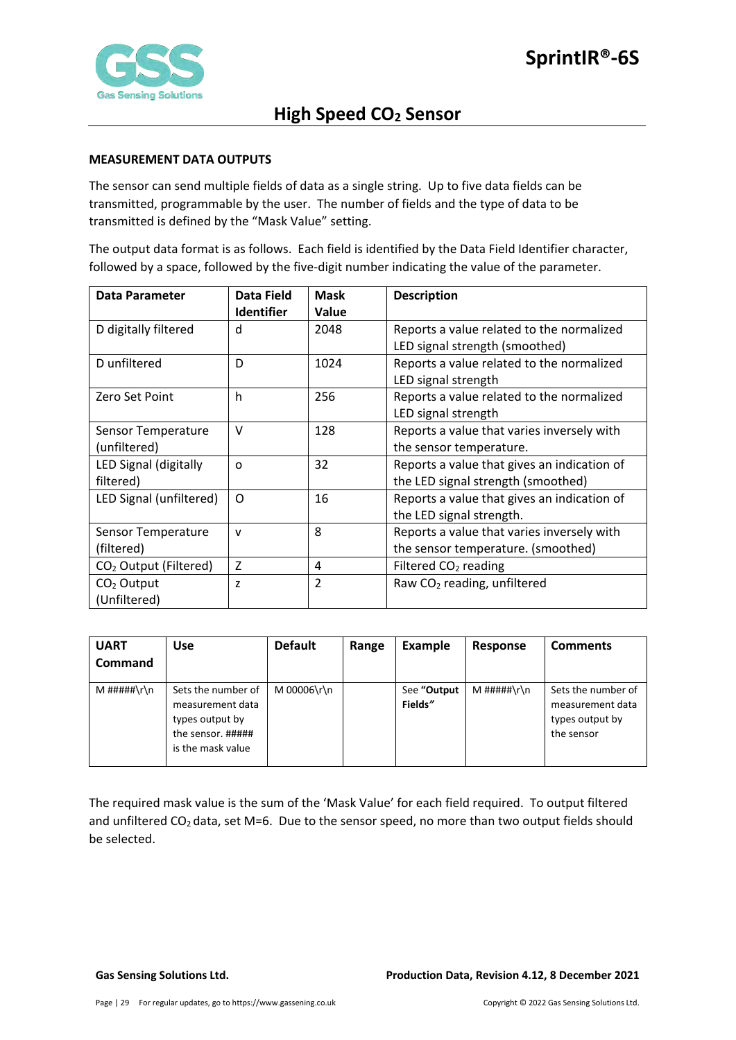## MEASUREMENT DATA OUTPUTS

The sensor can send multiple fields of data as a single string. Up to five data fields can be transmitted, programmable by the user. The number of fields and the type of data to be transmitted is defined by the "Mask Value" setting.

The output data format is as follows. Each field is identified by the Data Field Identifier character, followed by a space, followed by the five-digit number indicating the value of the parameter.

| Data Parameter | Data Field Identifier | Mask Value | Description |
|---|---|---|---|
| D digitally filtered | d | 2048 | Reports a value related to the normalized LED signal strength (smoothed) |
| D unfiltered | D | 1024 | Reports a value related to the normalized LED signal strength |
| Zero Set Point | h | 256 | Reports a value related to the normalized LED signal strength |
| Sensor Temperature (unfiltered) | V | 128 | Reports a value that varies inversely with the sensor temperature. |
| LED Signal (digitally filtered) | o | 32 | Reports a value that gives an indication of the LED signal strength (smoothed) |
| LED Signal (unfiltered) | O | 16 | Reports a value that gives an indication of the LED signal strength. |
| Sensor Temperature (filtered) | v | 8 | Reports a value that varies inversely with the sensor temperature. (smoothed) |
| $CO_2$ Output (Filtered) | Z | 4 | Filtered $CO_2$ reading |
| $CO_2$ Output (Unfiltered) | z | 2 | Raw $CO_2$ reading, unfiltered |

| UART Command | Use | Default | Range | Example | Response | Comments |
|---|---|---|---|---|---|---|
| M #####\r\n | Sets the number of measurement data types output by the sensor. ##### is the mask value | M 00006\r\n | | See **"Output Fields"** | M #####\r\n | Sets the number of measurement data types output by the sensor |

The required mask value is the sum of the 'Mask Value' for each field required. To output filtered and unfiltered $CO_2$ data, set M=6. Due to the sensor speed, no more than two output fields should be selected.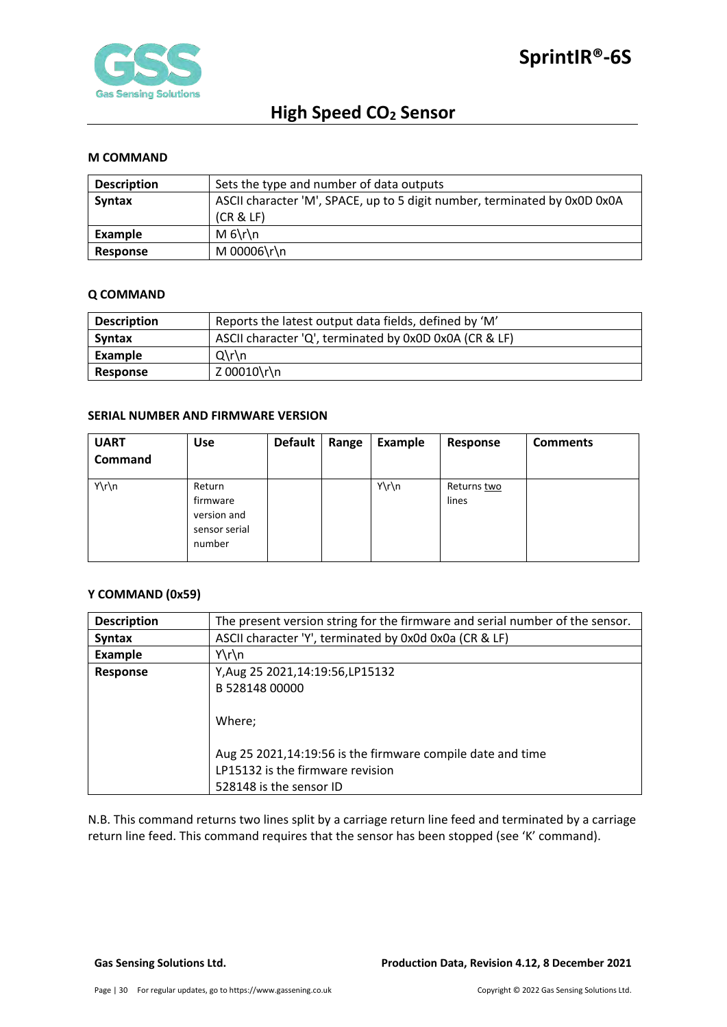### M COMMAND

| Description | Sets the type and number of data outputs |
|---|---|
| Syntax | ASCII character 'M', SPACE, up to 5 digit number, terminated by 0x0D 0x0A (CR & LF) |
| Example | M 6\r\n |
| Response | M 00006\r\n |

### Q COMMAND

| Description | Reports the latest output data fields, defined by 'M' |
|---|---|
| Syntax | ASCII character 'Q', terminated by 0x0D 0x0A (CR & LF) |
| Example | Q\r\n |
| Response | Z 00010\r\n |

### SERIAL NUMBER AND FIRMWARE VERSION

| UART Command | Use | Default | Range | Example | Response | Comments |
|---|---|---|---|---|---|---|
| Y\r\n | Return firmware version and sensor serial number | | | Y\r\n | Returns two lines | |

### Y COMMAND (0x59)

| Description | The present version string for the firmware and serial number of the sensor. |
|---|---|
| Syntax | ASCII character 'Y', terminated by 0x0d 0x0a (CR & LF) |
| Example | Y\r\n |
| Response | Y,Aug 25 2021,14:19:56,LP15132<br>B 528148 00000<br><br>Where;<br><br>Aug 25 2021,14:19:56 is the firmware compile date and time<br>LP15132 is the firmware revision<br>528148 is the sensor ID |

N.B. This command returns two lines split by a carriage return line feed and terminated by a carriage return line feed. This command requires that the sensor has been stopped (see 'K' command).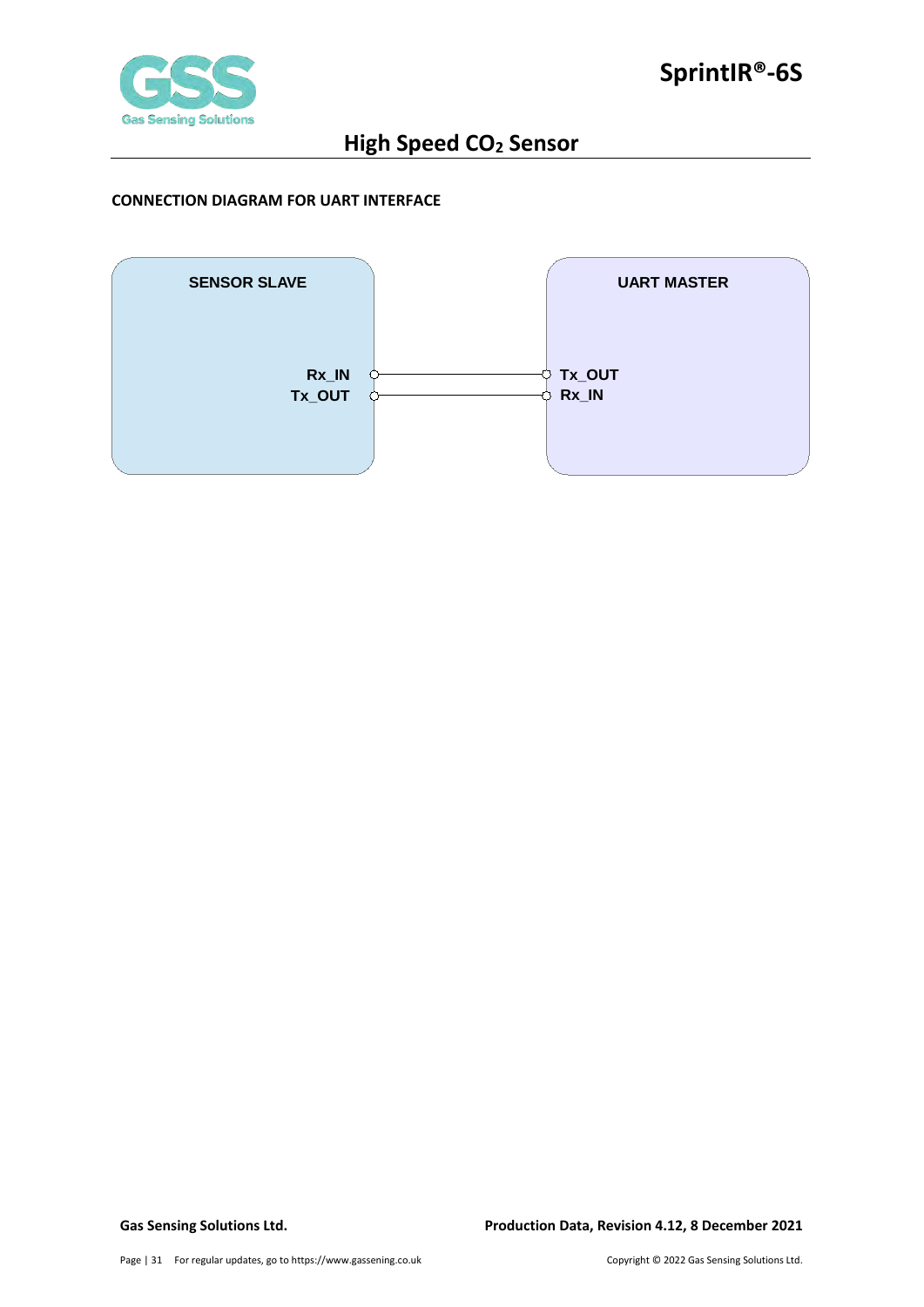## CONNECTION DIAGRAM FOR UART INTERFACE

SENSOR SLAVE

Rx_IN
Tx_OUT

UART MASTER

Tx_OUT
Rx_IN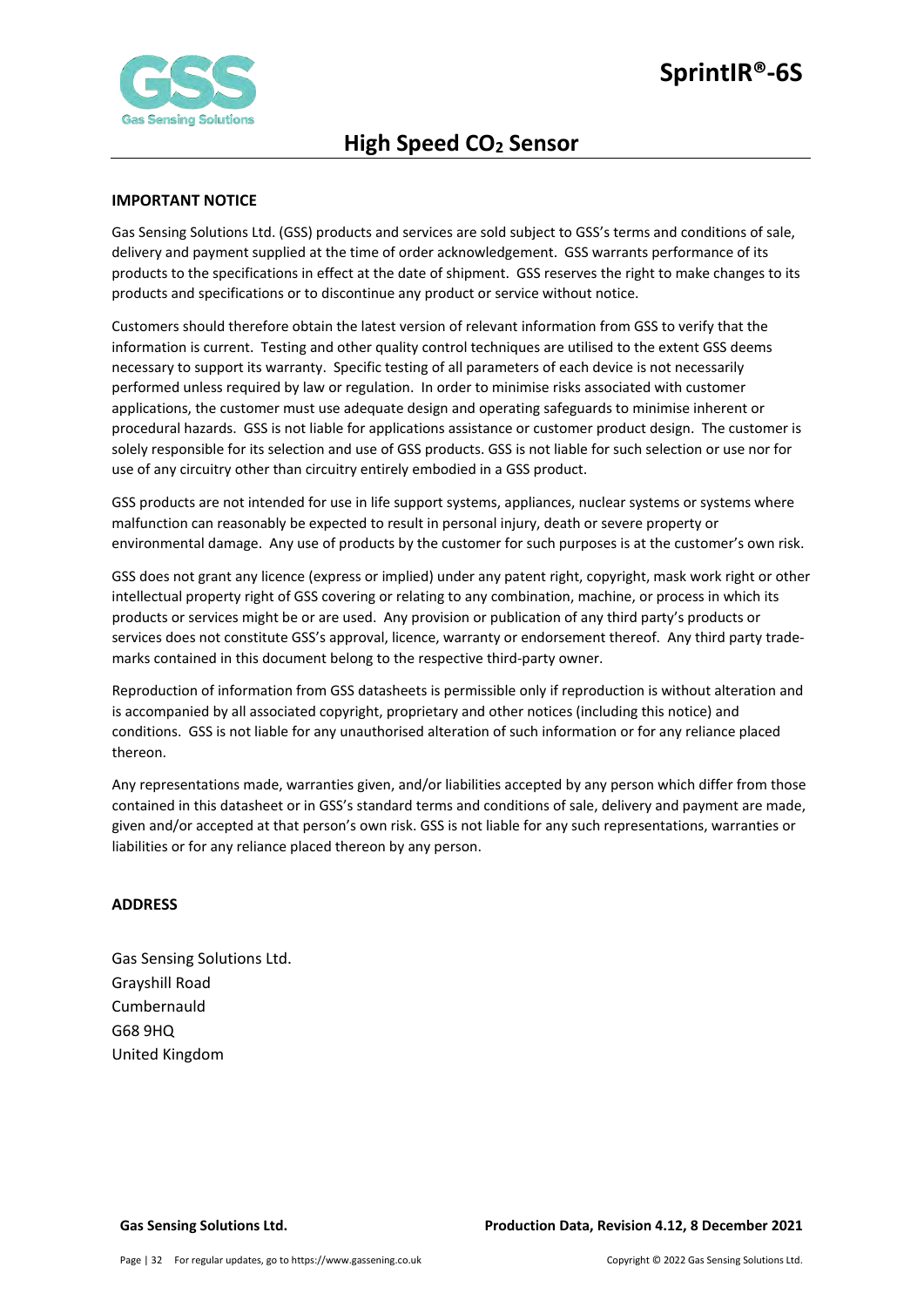## IMPORTANT NOTICE

Gas Sensing Solutions Ltd. (GSS) products and services are sold subject to GSS's terms and conditions of sale, delivery and payment supplied at the time of order acknowledgement. GSS warrants performance of its products to the specifications in effect at the date of shipment. GSS reserves the right to make changes to its products and specifications or to discontinue any product or service without notice.

Customers should therefore obtain the latest version of relevant information from GSS to verify that the information is current. Testing and other quality control techniques are utilised to the extent GSS deems necessary to support its warranty. Specific testing of all parameters of each device is not necessarily performed unless required by law or regulation. In order to minimise risks associated with customer applications, the customer must use adequate design and operating safeguards to minimise inherent or procedural hazards. GSS is not liable for applications assistance or customer product design. The customer is solely responsible for its selection and use of GSS products. GSS is not liable for such selection or use nor for use of any circuitry other than circuitry entirely embodied in a GSS product.

GSS products are not intended for use in life support systems, appliances, nuclear systems or systems where malfunction can reasonably be expected to result in personal injury, death or severe property or environmental damage. Any use of products by the customer for such purposes is at the customer's own risk.

GSS does not grant any licence (express or implied) under any patent right, copyright, mask work right or other intellectual property right of GSS covering or relating to any combination, machine, or process in which its products or services might be or are used. Any provision or publication of any third party's products or services does not constitute GSS's approval, licence, warranty or endorsement thereof. Any third party trade-marks contained in this document belong to the respective third-party owner.

Reproduction of information from GSS datasheets is permissible only if reproduction is without alteration and is accompanied by all associated copyright, proprietary and other notices (including this notice) and conditions. GSS is not liable for any unauthorised alteration of such information or for any reliance placed thereon.

Any representations made, warranties given, and/or liabilities accepted by any person which differ from those contained in this datasheet or in GSS's standard terms and conditions of sale, delivery and payment are made, given and/or accepted at that person's own risk. GSS is not liable for any such representations, warranties or liabilities or for any reliance placed thereon by any person.

## ADDRESS

Gas Sensing Solutions Ltd.
Grayshill Road
Cumbernauld
G68 9HQ
United Kingdom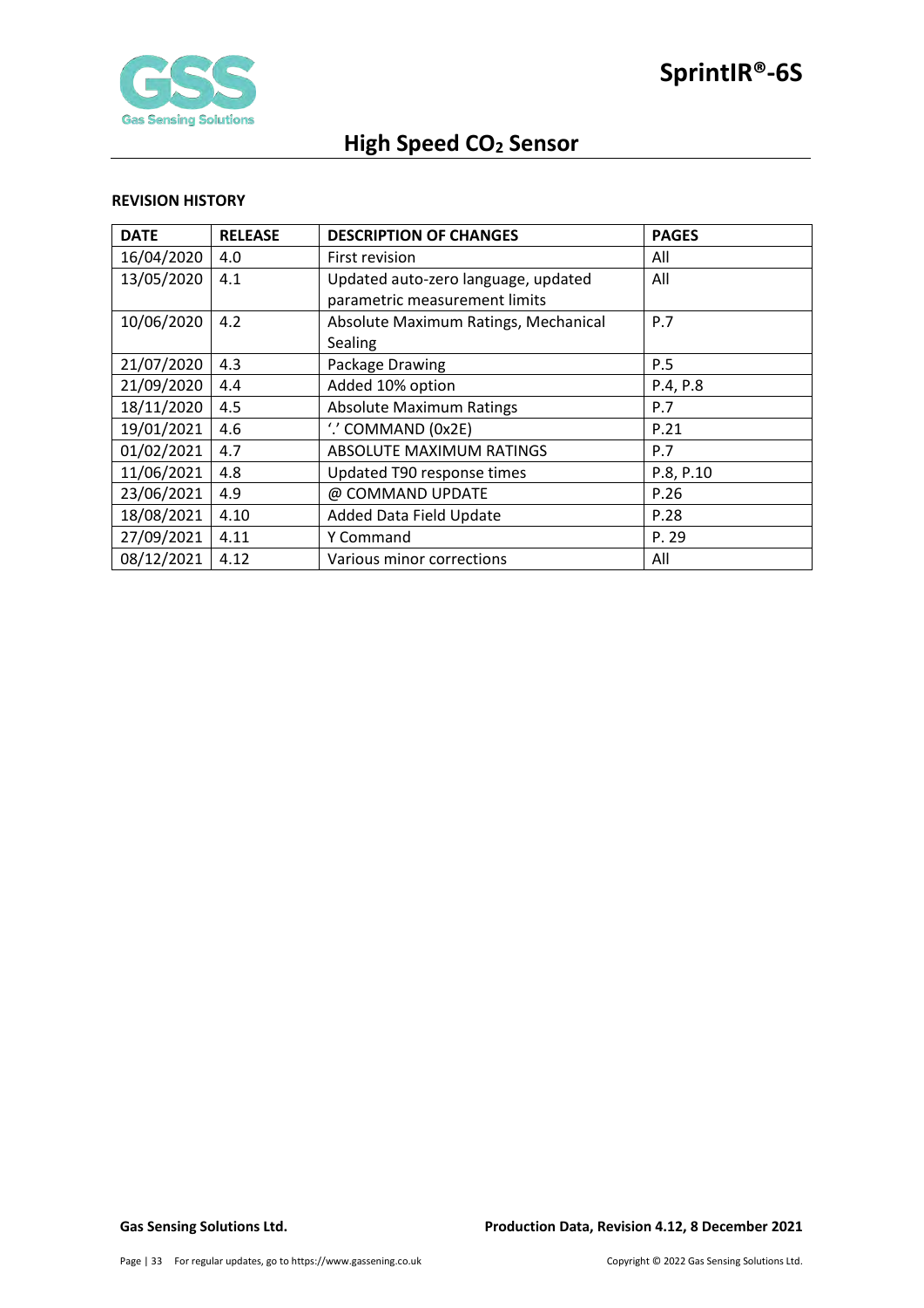**REVISION HISTORY**

| DATE | RELEASE | DESCRIPTION OF CHANGES | PAGES |
|---|---|---|---|
| 16/04/2020 | 4.0 | First revision | All |
| 13/05/2020 | 4.1 | Updated auto-zero language, updated parametric measurement limits | All |
| 10/06/2020 | 4.2 | Absolute Maximum Ratings, Mechanical Sealing | P.7 |
| 21/07/2020 | 4.3 | Package Drawing | P.5 |
| 21/09/2020 | 4.4 | Added 10% option | P.4, P.8 |
| 18/11/2020 | 4.5 | Absolute Maximum Ratings | P.7 |
| 19/01/2021 | 4.6 | '.' COMMAND (0x2E) | P.21 |
| 01/02/2021 | 4.7 | ABSOLUTE MAXIMUM RATINGS | P.7 |
| 11/06/2021 | 4.8 | Updated T90 response times | P.8, P.10 |
| 23/06/2021 | 4.9 | @ COMMAND UPDATE | P.26 |
| 18/08/2021 | 4.10 | Added Data Field Update | P.28 |
| 27/09/2021 | 4.11 | Y Command | P. 29 |
| 08/12/2021 | 4.12 | Various minor corrections | All |